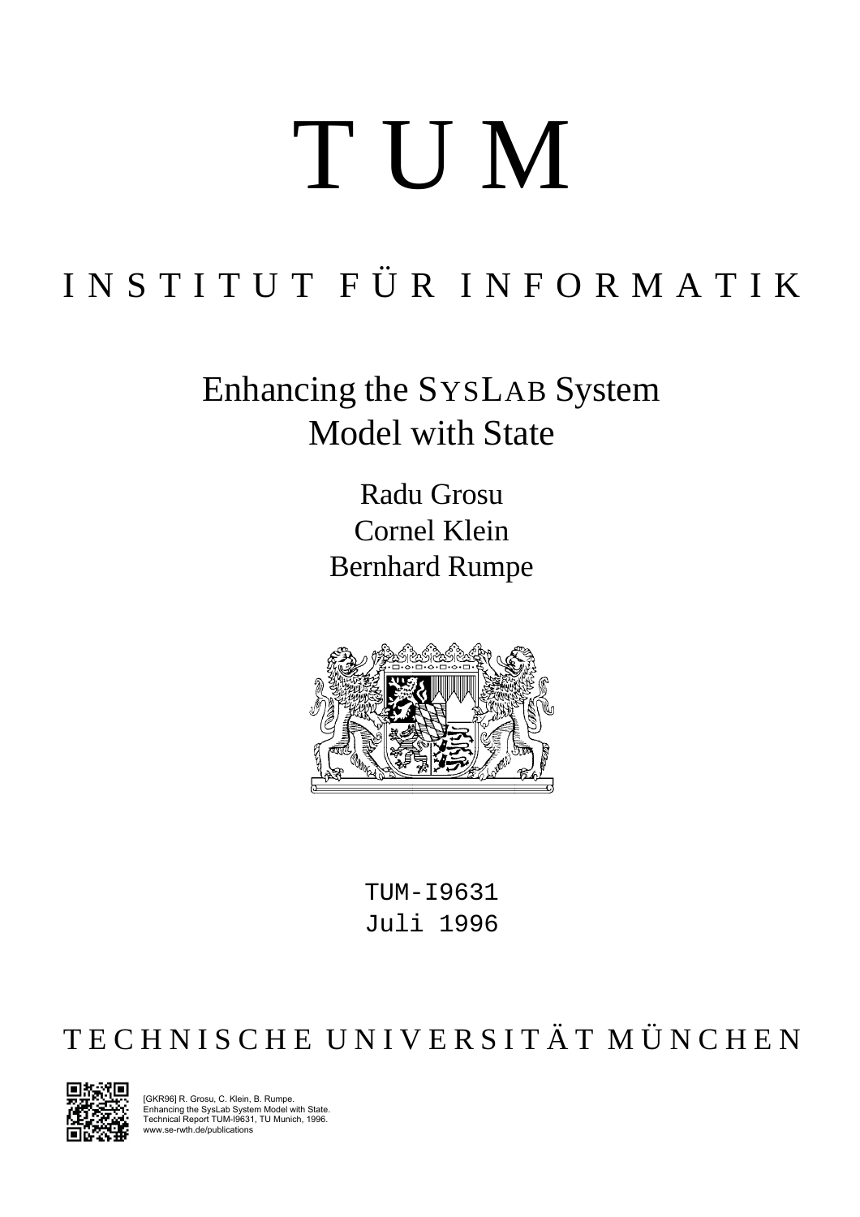# TUM

## INSTITUT FÜR INFORMATIK

# Enhancing the SysLab System Model with State

Radu Grosu
Cornel Klein
Bernhard Rumpe

TUM-I9631
Juli 1996

## TECHNISCHE UNIVERSITÄT MÜNCHEN

[GKR96] R. Grosu, C. Klein, B. Rumpe.
Enhancing the SysLab System Model with State.
Technical Report TUM-I9631, TU Munich, 1996.
www.se-rwth.de/publications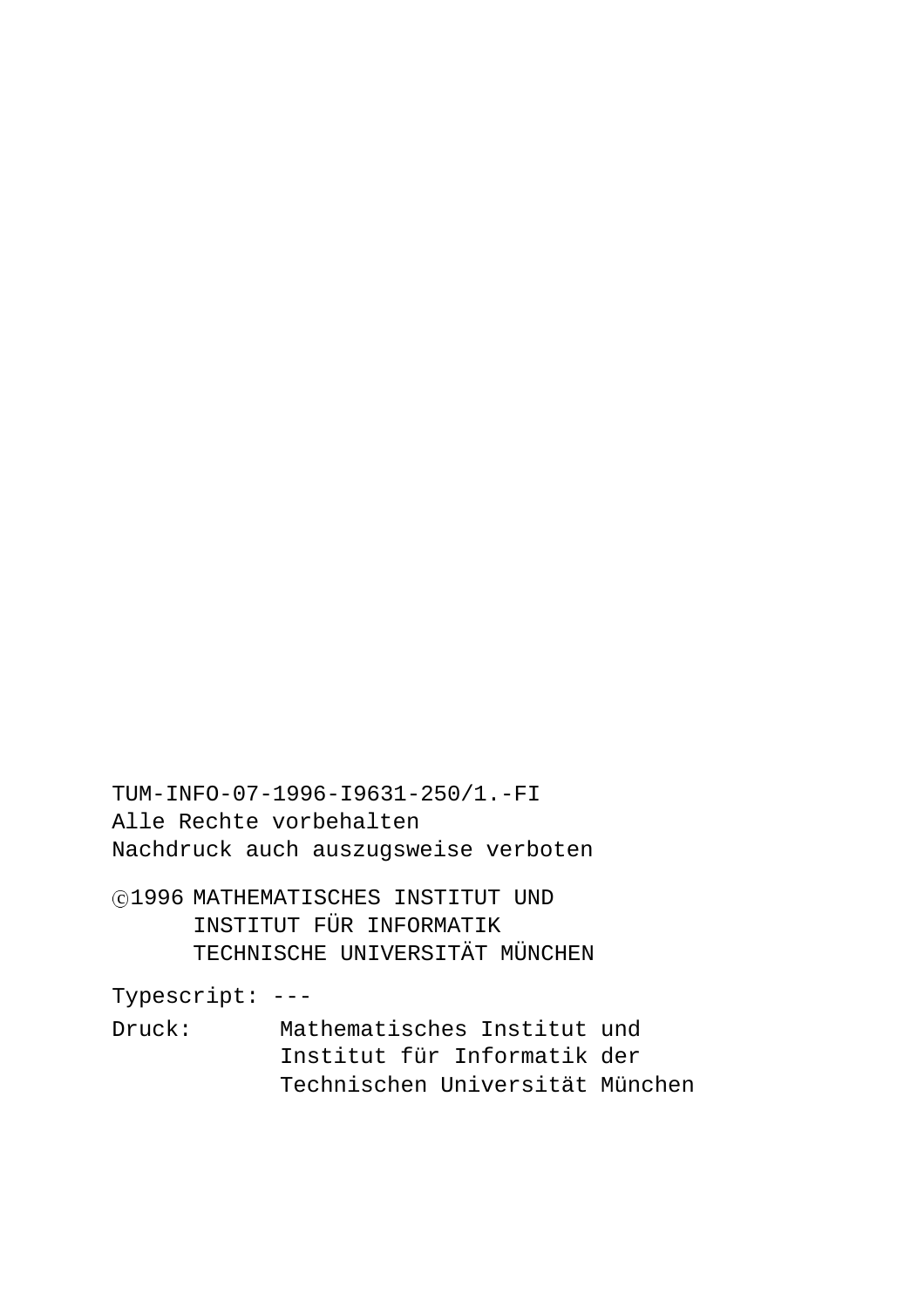TUM-INFO-07-1996-I9631-250/1.-FI
Alle Rechte vorbehalten
Nachdruck auch auszugsweise verboten

©1996 MATHEMATISCHES INSTITUT UND
INSTITUT FÜR INFORMATIK
TECHNISCHE UNIVERSITÄT MÜNCHEN

Typescript: ---

Druck: Mathematisches Institut und
Institut für Informatik der
Technischen Universität München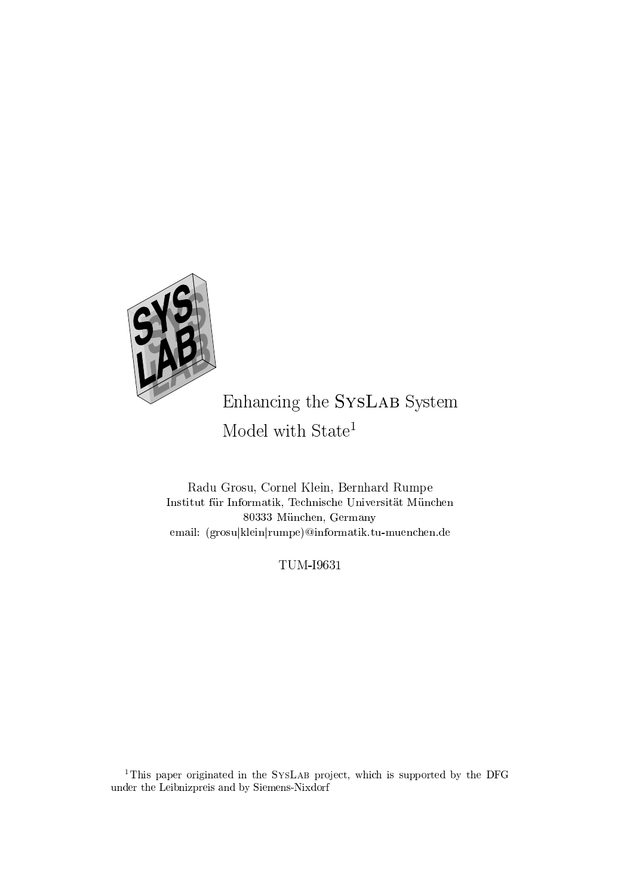# Enhancing the SysLab System Model with State[1]

Radu Grosu, Cornel Klein, Bernhard Rumpe
Institut für Informatik, Technische Universität München
80333 München, Germany
email: (grosu|klein|rumpe)@informatik.tu-muenchen.de

TUM-I9631

[1] This paper originated in the SysLab project, which is supported by the DFG under the Leibnizpreis and by Siemens-Nixdorf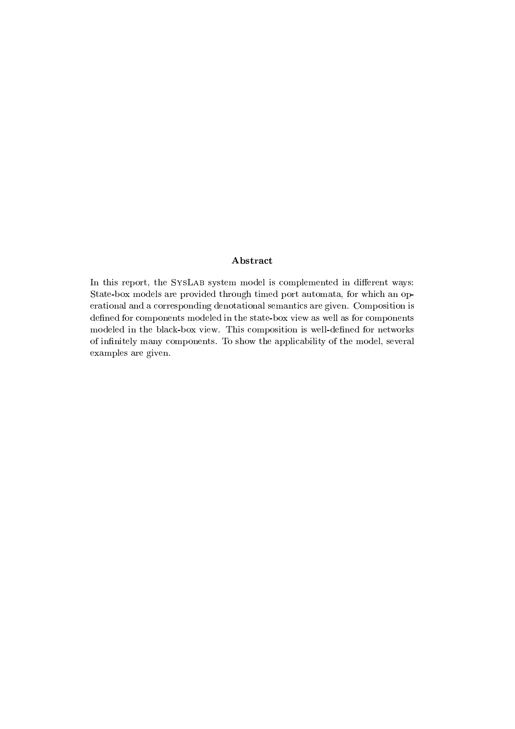## Abstract

In this report, the SysLab system model is complemented in different ways: State-box models are provided through timed port automata, for which an operational and a corresponding denotational semantics are given. Composition is defined for components modeled in the state-box view as well as for components modeled in the black-box view. This composition is well-defined for networks of infinitely many components. To show the applicability of the model, several examples are given.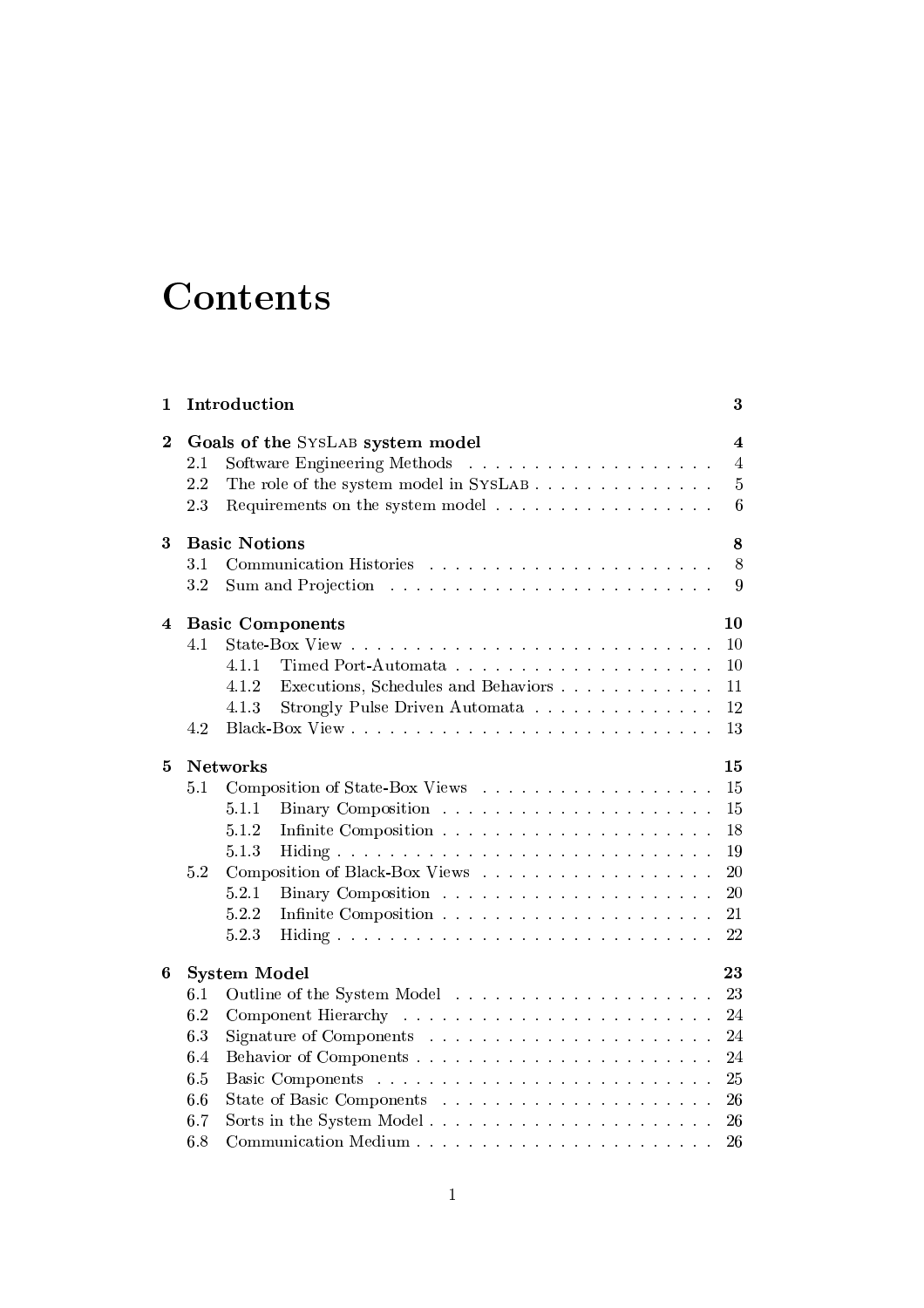# Contents

1 **Introduction** 3

2 **Goals of the SysLab system model** 4
- 2.1 Software Engineering Methods . . . . . . . . . . . . . . . . . . . 4
- 2.2 The role of the system model in SysLab . . . . . . . . . . . . . . 5
- 2.3 Requirements on the system model . . . . . . . . . . . . . . . . . 6

3 **Basic Notions** 8
- 3.1 Communication Histories . . . . . . . . . . . . . . . . . . . . . . 8
- 3.2 Sum and Projection . . . . . . . . . . . . . . . . . . . . . . . . . 9

4 **Basic Components** 10
- 4.1 State-Box View . . . . . . . . . . . . . . . . . . . . . . . . . . . . 10
  - 4.1.1 Timed Port-Automata . . . . . . . . . . . . . . . . . . . . 10
  - 4.1.2 Executions, Schedules and Behaviors . . . . . . . . . . . . 11
  - 4.1.3 Strongly Pulse Driven Automata . . . . . . . . . . . . . . 12
- 4.2 Black-Box View . . . . . . . . . . . . . . . . . . . . . . . . . . . . 13

5 **Networks** 15
- 5.1 Composition of State-Box Views . . . . . . . . . . . . . . . . . . 15
  - 5.1.1 Binary Composition . . . . . . . . . . . . . . . . . . . . . 15
  - 5.1.2 Infinite Composition . . . . . . . . . . . . . . . . . . . . . 18
  - 5.1.3 Hiding . . . . . . . . . . . . . . . . . . . . . . . . . . . . . 19
- 5.2 Composition of Black-Box Views . . . . . . . . . . . . . . . . . . 20
  - 5.2.1 Binary Composition . . . . . . . . . . . . . . . . . . . . . 20
  - 5.2.2 Infinite Composition . . . . . . . . . . . . . . . . . . . . . 21
  - 5.2.3 Hiding . . . . . . . . . . . . . . . . . . . . . . . . . . . . . 22

6 **System Model** 23
- 6.1 Outline of the System Model . . . . . . . . . . . . . . . . . . . . 23
- 6.2 Component Hierarchy . . . . . . . . . . . . . . . . . . . . . . . . 24
- 6.3 Signature of Components . . . . . . . . . . . . . . . . . . . . . . 24
- 6.4 Behavior of Components . . . . . . . . . . . . . . . . . . . . . . . 24
- 6.5 Basic Components . . . . . . . . . . . . . . . . . . . . . . . . . . 25
- 6.6 State of Basic Components . . . . . . . . . . . . . . . . . . . . . 26
- 6.7 Sorts in the System Model . . . . . . . . . . . . . . . . . . . . . . 26
- 6.8 Communication Medium . . . . . . . . . . . . . . . . . . . . . . . 26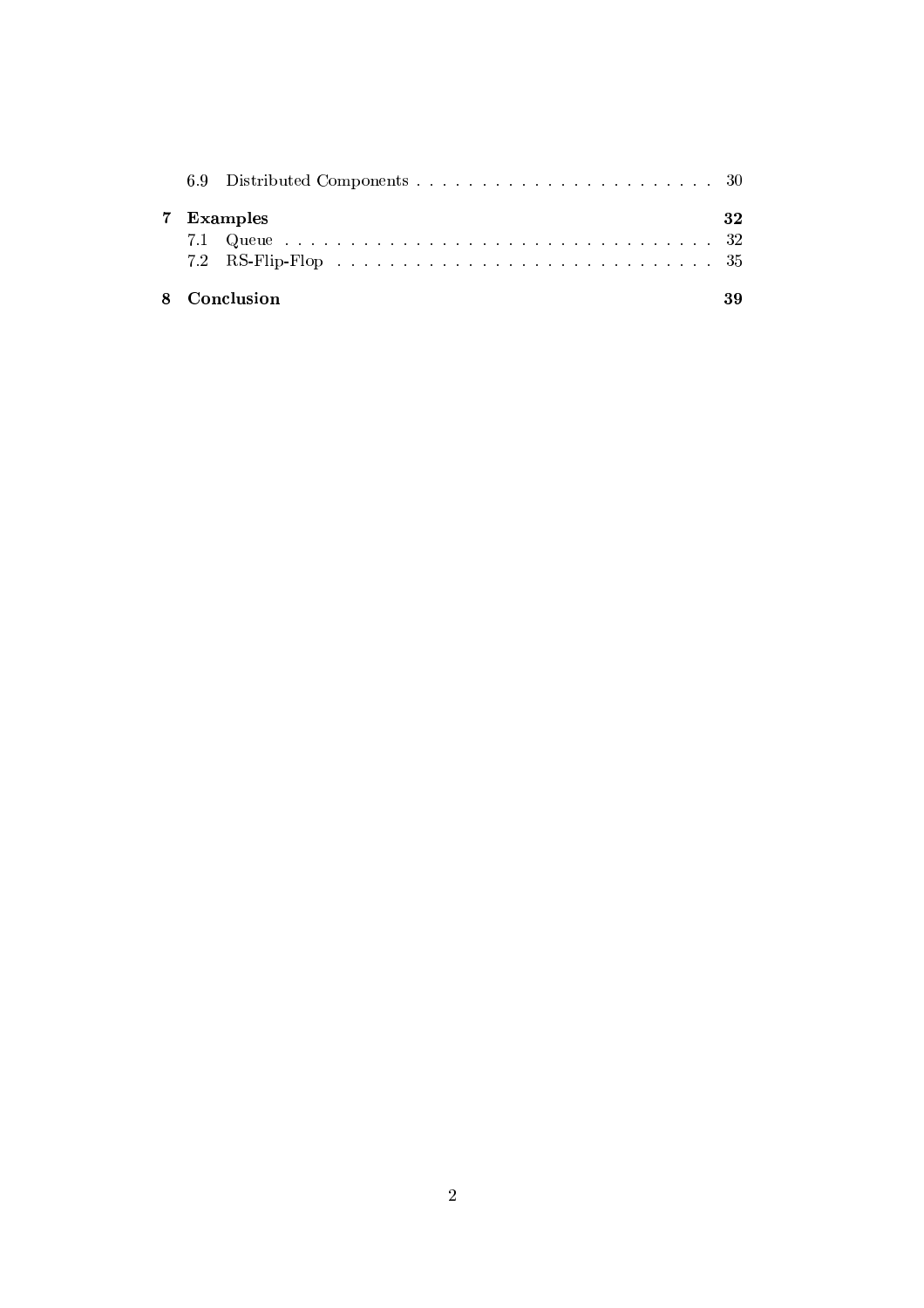6.9 Distributed Components . . . . . . . . . . . . . . . . . . . . . . . 30

**7 Examples** **32**

7.1 Queue . . . . . . . . . . . . . . . . . . . . . . . . . . . . . . . . . 32

7.2 RS-Flip-Flop . . . . . . . . . . . . . . . . . . . . . . . . . . . . . 35

**8 Conclusion** **39**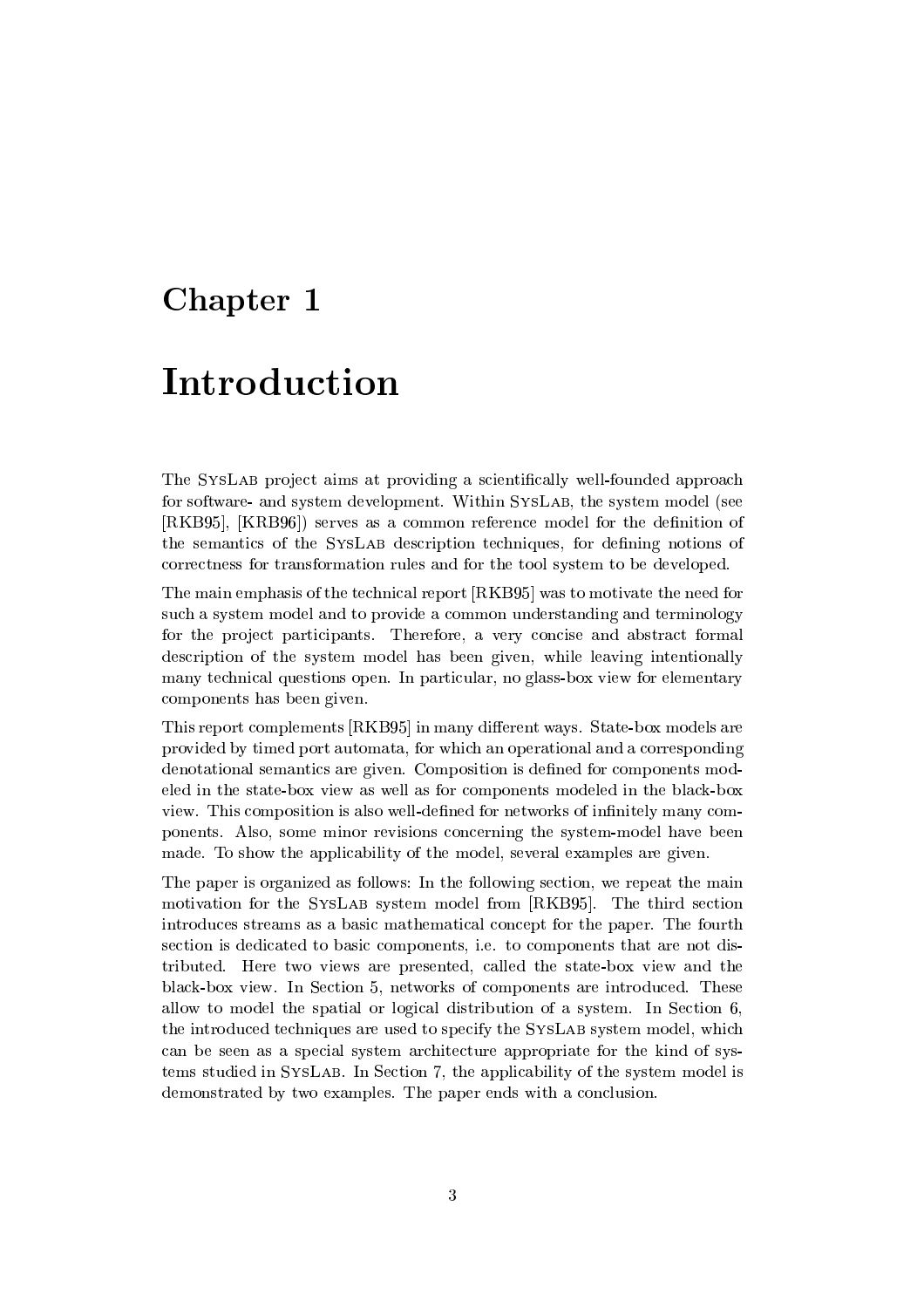# Chapter 1

# Introduction

The SysLab project aims at providing a scientifically well-founded approach for software- and system development. Within SysLab, the system model (see [RKB95], [KRB96]) serves as a common reference model for the definition of the semantics of the SysLab description techniques, for defining notions of correctness for transformation rules and for the tool system to be developed.

The main emphasis of the technical report [RKB95] was to motivate the need for such a system model and to provide a common understanding and terminology for the project participants. Therefore, a very concise and abstract formal description of the system model has been given, while leaving intentionally many technical questions open. In particular, no glass-box view for elementary components has been given.

This report complements [RKB95] in many different ways. State-box models are provided by timed port automata, for which an operational and a corresponding denotational semantics are given. Composition is defined for components modeled in the state-box view as well as for components modeled in the black-box view. This composition is also well-defined for networks of infinitely many components. Also, some minor revisions concerning the system-model have been made. To show the applicability of the model, several examples are given.

The paper is organized as follows: In the following section, we repeat the main motivation for the SysLab system model from [RKB95]. The third section introduces streams as a basic mathematical concept for the paper. The fourth section is dedicated to basic components, i.e. to components that are not distributed. Here two views are presented, called the state-box view and the black-box view. In Section 5, networks of components are introduced. These allow to model the spatial or logical distribution of a system. In Section 6, the introduced techniques are used to specify the SysLab system model, which can be seen as a special system architecture appropriate for the kind of systems studied in SysLab. In Section 7, the applicability of the system model is demonstrated by two examples. The paper ends with a conclusion.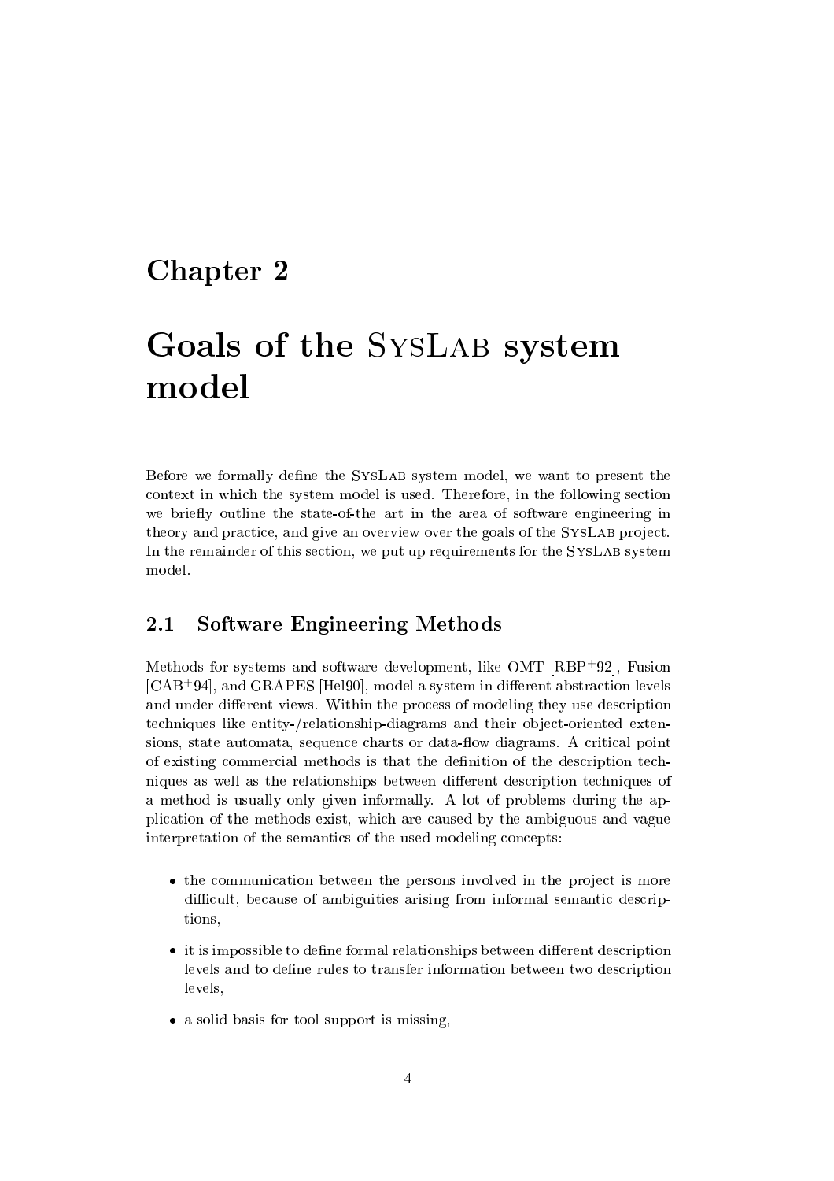# Chapter 2

# Goals of the SysLab system model

Before we formally define the SysLab system model, we want to present the context in which the system model is used. Therefore, in the following section we briefly outline the state-of-the art in the area of software engineering in theory and practice, and give an overview over the goals of the SysLab project. In the remainder of this section, we put up requirements for the SysLab system model.

## 2.1 Software Engineering Methods

Methods for systems and software development, like OMT [RBP+92], Fusion [CAB+94], and GRAPES [Hel90], model a system in different abstraction levels and under different views. Within the process of modeling they use description techniques like entity-/relationship-diagrams and their object-oriented extensions, state automata, sequence charts or data-flow diagrams. A critical point of existing commercial methods is that the definition of the description techniques as well as the relationships between different description techniques of a method is usually only given informally. A lot of problems during the application of the methods exist, which are caused by the ambiguous and vague interpretation of the semantics of the used modeling concepts:

- the communication between the persons involved in the project is more difficult, because of ambiguities arising from informal semantic descriptions,
- it is impossible to define formal relationships between different description levels and to define rules to transfer information between two description levels,
- a solid basis for tool support is missing,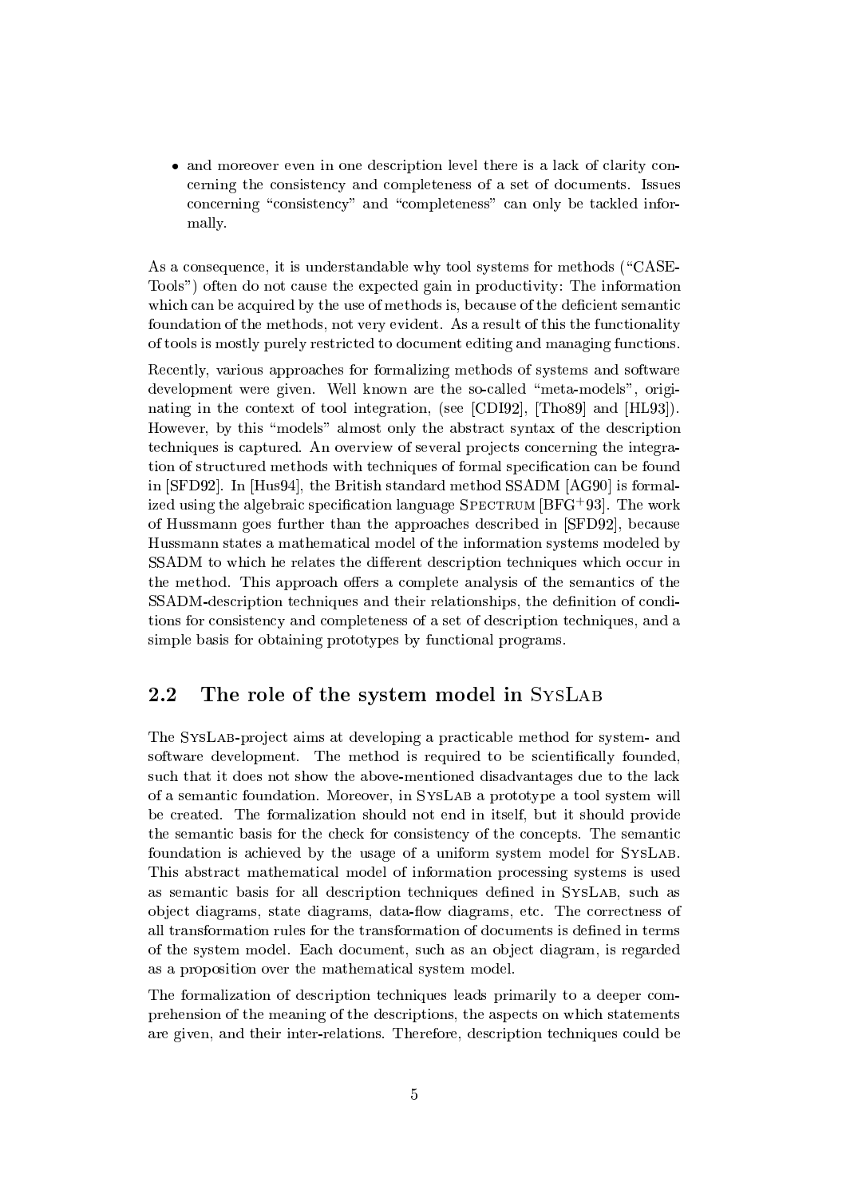- and moreover even in one description level there is a lack of clarity concerning the consistency and completeness of a set of documents. Issues concerning "consistency" and "completeness" can only be tackled informally.

As a consequence, it is understandable why tool systems for methods ("CASE-Tools") often do not cause the expected gain in productivity: The information which can be acquired by the use of methods is, because of the deficient semantic foundation of the methods, not very evident. As a result of this the functionality of tools is mostly purely restricted to document editing and managing functions.

Recently, various approaches for formalizing methods of systems and software development were given. Well known are the so-called "meta-models", originating in the context of tool integration, (see [CDI92], [Tho89] and [HL93]). However, by this "models" almost only the abstract syntax of the description techniques is captured. An overview of several projects concerning the integration of structured methods with techniques of formal specification can be found in [SFD92]. In [Hus94], the British standard method SSADM [AG90] is formalized using the algebraic specification language SPECTRUM [BFG+93]. The work of Hussmann goes further than the approaches described in [SFD92], because Hussmann states a mathematical model of the information systems modeled by SSADM to which he relates the different description techniques which occur in the method. This approach offers a complete analysis of the semantics of the SSADM-description techniques and their relationships, the definition of conditions for consistency and completeness of a set of description techniques, and a simple basis for obtaining prototypes by functional programs.

## 2.2 The role of the system model in SysLab

The SysLab-project aims at developing a practicable method for system- and software development. The method is required to be scientifically founded, such that it does not show the above-mentioned disadvantages due to the lack of a semantic foundation. Moreover, in SysLab a prototype a tool system will be created. The formalization should not end in itself, but it should provide the semantic basis for the check for consistency of the concepts. The semantic foundation is achieved by the usage of a uniform system model for SysLab. This abstract mathematical model of information processing systems is used as semantic basis for all description techniques defined in SysLab, such as object diagrams, state diagrams, data-flow diagrams, etc. The correctness of all transformation rules for the transformation of documents is defined in terms of the system model. Each document, such as an object diagram, is regarded as a proposition over the mathematical system model.

The formalization of description techniques leads primarily to a deeper comprehension of the meaning of the descriptions, the aspects on which statements are given, and their inter-relations. Therefore, description techniques could be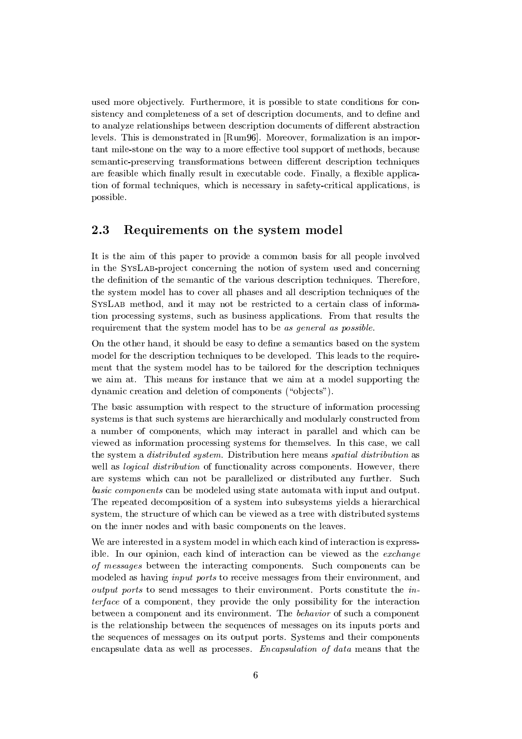used more objectively. Furthermore, it is possible to state conditions for consistency and completeness of a set of description documents, and to define and to analyze relationships between description documents of different abstraction levels. This is demonstrated in [Rum96]. Moreover, formalization is an important mile-stone on the way to a more effective tool support of methods, because semantic-preserving transformations between different description techniques are feasible which finally result in executable code. Finally, a flexible application of formal techniques, which is necessary in safety-critical applications, is possible.

## 2.3 Requirements on the system model

It is the aim of this paper to provide a common basis for all people involved in the SysLab-project concerning the notion of system used and concerning the definition of the semantic of the various description techniques. Therefore, the system model has to cover all phases and all description techniques of the SysLab method, and it may not be restricted to a certain class of information processing systems, such as business applications. From that results the requirement that the system model has to be *as general as possible*.

On the other hand, it should be easy to define a semantics based on the system model for the description techniques to be developed. This leads to the requirement that the system model has to be tailored for the description techniques we aim at. This means for instance that we aim at a model supporting the dynamic creation and deletion of components ("objects").

The basic assumption with respect to the structure of information processing systems is that such systems are hierarchically and modularly constructed from a number of components, which may interact in parallel and which can be viewed as information processing systems for themselves. In this case, we call the system a *distributed system*. Distribution here means *spatial distribution* as well as *logical distribution* of functionality across components. However, there are systems which can not be parallelized or distributed any further. Such *basic components* can be modeled using state automata with input and output. The repeated decomposition of a system into subsystems yields a hierarchical system, the structure of which can be viewed as a tree with distributed systems on the inner nodes and with basic components on the leaves.

We are interested in a system model in which each kind of interaction is expressible. In our opinion, each kind of interaction can be viewed as the *exchange of messages* between the interacting components. Such components can be modeled as having *input ports* to receive messages from their environment, and *output ports* to send messages to their environment. Ports constitute the *interface* of a component, they provide the only possibility for the interaction between a component and its environment. The *behavior* of such a component is the relationship between the sequences of messages on its inputs ports and the sequences of messages on its output ports. Systems and their components encapsulate data as well as processes. *Encapsulation of data* means that the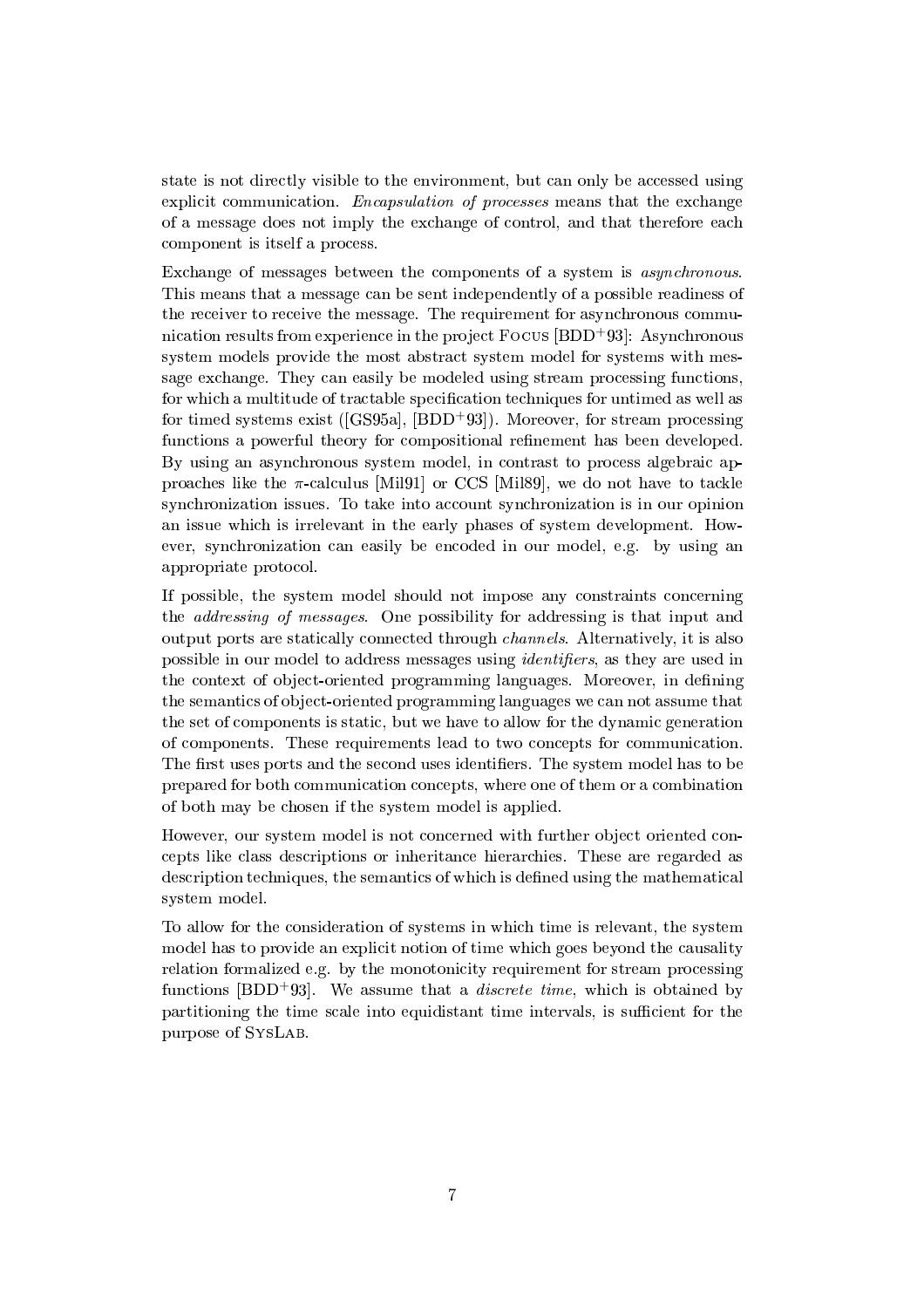state is not directly visible to the environment, but can only be accessed using explicit communication. *Encapsulation of processes* means that the exchange of a message does not imply the exchange of control, and that therefore each component is itself a process.

Exchange of messages between the components of a system is *asynchronous*. This means that a message can be sent independently of a possible readiness of the receiver to receive the message. The requirement for asynchronous communication results from experience in the project Focus [BDD+93]: Asynchronous system models provide the most abstract system model for systems with message exchange. They can easily be modeled using stream processing functions, for which a multitude of tractable specification techniques for untimed as well as for timed systems exist ([GS95a], [BDD+93]). Moreover, for stream processing functions a powerful theory for compositional refinement has been developed. By using an asynchronous system model, in contrast to process algebraic approaches like the $\pi$-calculus [Mil91] or CCS [Mil89], we do not have to tackle synchronization issues. To take into account synchronization is in our opinion an issue which is irrelevant in the early phases of system development. However, synchronization can easily be encoded in our model, e.g. by using an appropriate protocol.

If possible, the system model should not impose any constraints concerning the *addressing of messages*. One possibility for addressing is that input and output ports are statically connected through *channels*. Alternatively, it is also possible in our model to address messages using *identifiers*, as they are used in the context of object-oriented programming languages. Moreover, in defining the semantics of object-oriented programming languages we can not assume that the set of components is static, but we have to allow for the dynamic generation of components. These requirements lead to two concepts for communication. The first uses ports and the second uses identifiers. The system model has to be prepared for both communication concepts, where one of them or a combination of both may be chosen if the system model is applied.

However, our system model is not concerned with further object oriented concepts like class descriptions or inheritance hierarchies. These are regarded as description techniques, the semantics of which is defined using the mathematical system model.

To allow for the consideration of systems in which time is relevant, the system model has to provide an explicit notion of time which goes beyond the causality relation formalized e.g. by the monotonicity requirement for stream processing functions [BDD+93]. We assume that a *discrete time*, which is obtained by partitioning the time scale into equidistant time intervals, is sufficient for the purpose of SysLab.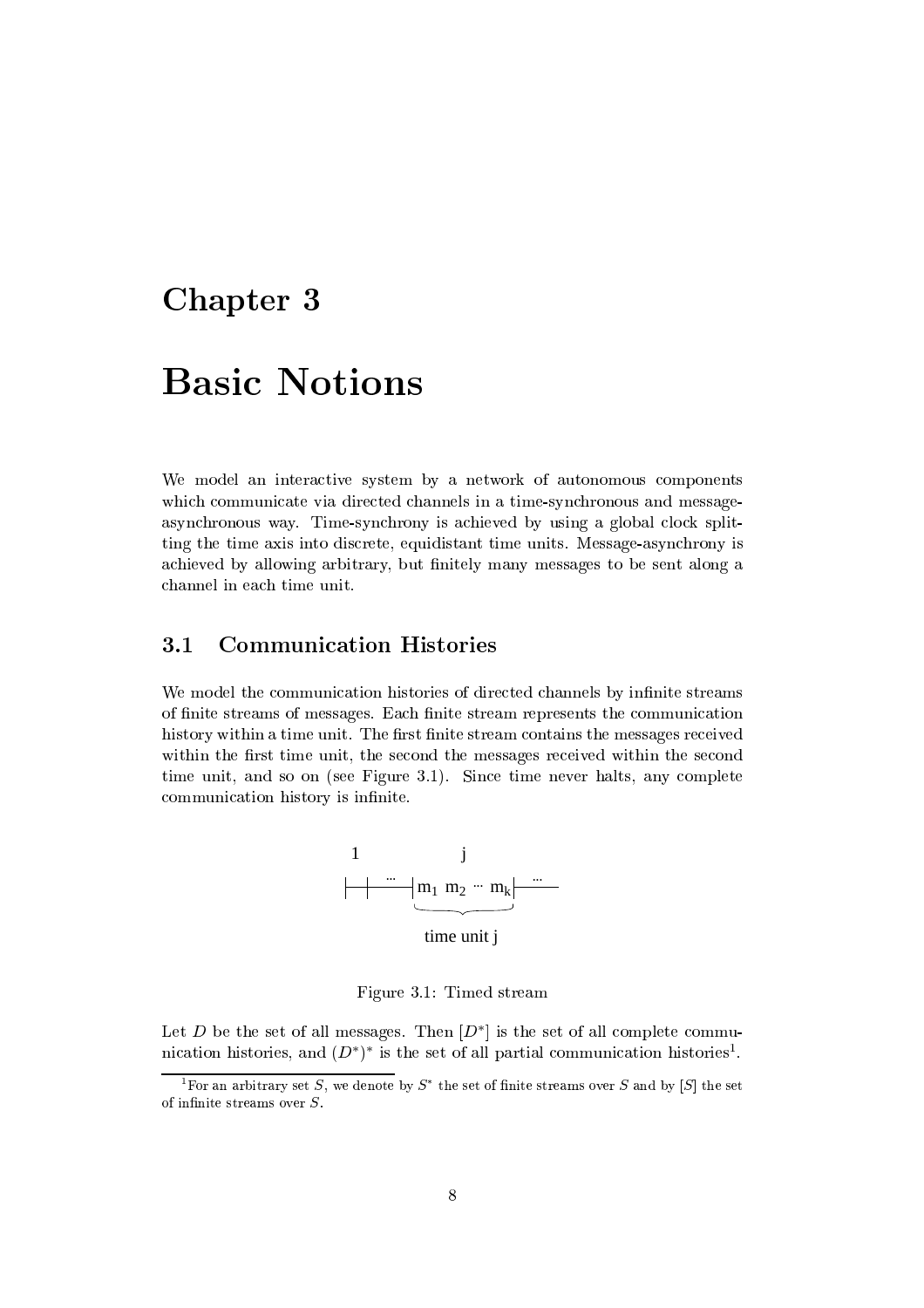# Chapter 3

# Basic Notions

We model an interactive system by a network of autonomous components which communicate via directed channels in a time-synchronous and message-asynchronous way. Time-synchrony is achieved by using a global clock splitting the time axis into discrete, equidistant time units. Message-asynchrony is achieved by allowing arbitrary, but finitely many messages to be sent along a channel in each time unit.

## 3.1 Communication Histories

We model the communication histories of directed channels by infinite streams of finite streams of messages. Each finite stream represents the communication history within a time unit. The first finite stream contains the messages received within the first time unit, the second the messages received within the second time unit, and so on (see Figure 3.1). Since time never halts, any complete communication history is infinite.

1

j

...

$m_1$ $m_2$ ... $m_k$

...

time unit j

Figure 3.1: Timed stream

Let $D$ be the set of all messages. Then $[D^*]$ is the set of all complete communication histories, and $(D^*)^*$ is the set of all partial communication histories[1].

[1] For an arbitrary set $S$, we denote by $S^*$ the set of finite streams over $S$ and by $[S]$ the set of infinite streams over $S$.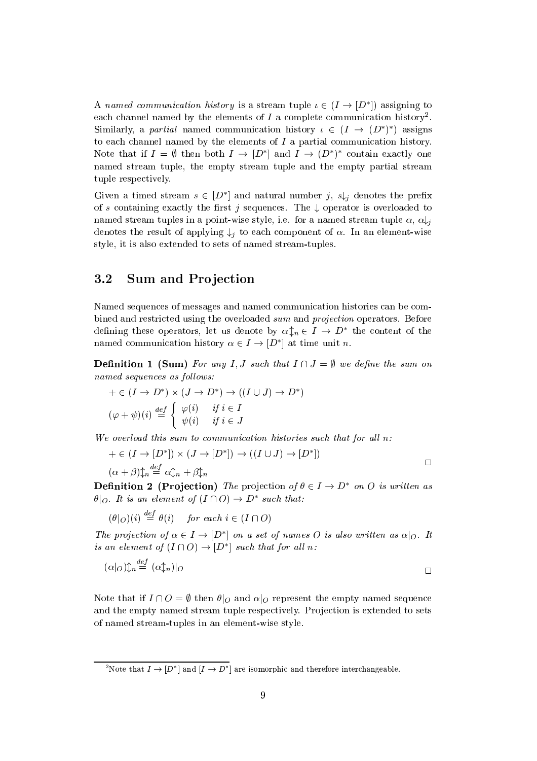A *named communication history* is a stream tuple $\iota \in (I \to [D^*])$ assigning to each channel named by the elements of $I$ a complete communication history[2]. Similarly, a *partial* named communication history $\iota \in (I \to (D^*)^*)$ assigns to each channel named by the elements of $I$ a partial communication history. Note that if $I = \emptyset$ then both $I \to [D^*]$ and $I \to (D^*)^*$ contain exactly one named stream tuple, the empty stream tuple and the empty partial stream tuple respectively.

Given a timed stream $s \in [D^*]$ and natural number $j$, $s{\downarrow_j}$ denotes the prefix of $s$ containing exactly the first $j$ sequences. The $\downarrow$ operator is overloaded to named stream tuples in a point-wise style, i.e. for a named stream tuple $\alpha$, $\alpha{\downarrow_j}$ denotes the result of applying $\downarrow_j$ to each component of $\alpha$. In an element-wise style, it is also extended to sets of named stream-tuples.

## 3.2 Sum and Projection

Named sequences of messages and named communication histories can be combined and restricted using the overloaded *sum* and *projection* operators. Before defining these operators, let us denote by $\alpha{\updownarrow_n} \in I \to D^*$ the content of the named communication history $\alpha \in I \to [D^*]$ at time unit $n$.

**Definition 1 (Sum)** *For any $I, J$ such that $I \cap J = \emptyset$ we define the sum on named sequences as follows:*

$$+ \in (I \to D^*) \times (J \to D^*) \to ((I \cup J) \to D^*)$$

$$(\varphi + \psi)(i) \stackrel{def}{=} \begin{cases} \varphi(i) & \text{if } i \in I \\ \psi(i) & \text{if } i \in J \end{cases}$$

*We overload this sum to communication histories such that for all $n$:*

$$+ \in (I \to [D^*]) \times (J \to [D^*]) \to ((I \cup J) \to [D^*])$$

$$(\alpha + \beta){\updownarrow_n} \stackrel{def}{=} \alpha{\updownarrow_n} + \beta{\updownarrow_n}$$

□

**Definition 2 (Projection)** *The projection of $\theta \in I \to D^*$ on $O$ is written as $\theta|_O$. It is an element of $(I \cap O) \to D^*$ such that:*

$$(\theta|_O)(i) \stackrel{def}{=} \theta(i) \quad \text{for each } i \in (I \cap O)$$

*The projection of $\alpha \in I \to [D^*]$ on a set of names $O$ is also written as $\alpha|_O$. It is an element of $(I \cap O) \to [D^*]$ such that for all $n$:*

$$(\alpha|_O){\updownarrow_n} \stackrel{def}{=} (\alpha{\updownarrow_n})|_O$$

□

Note that if $I \cap O = \emptyset$ then $\theta|_O$ and $\alpha|_O$ represent the empty named sequence and the empty named stream tuple respectively. Projection is extended to sets of named stream-tuples in an element-wise style.

[2] Note that $I \to [D^*]$ and $[I \to D^*]$ are isomorphic and therefore interchangeable.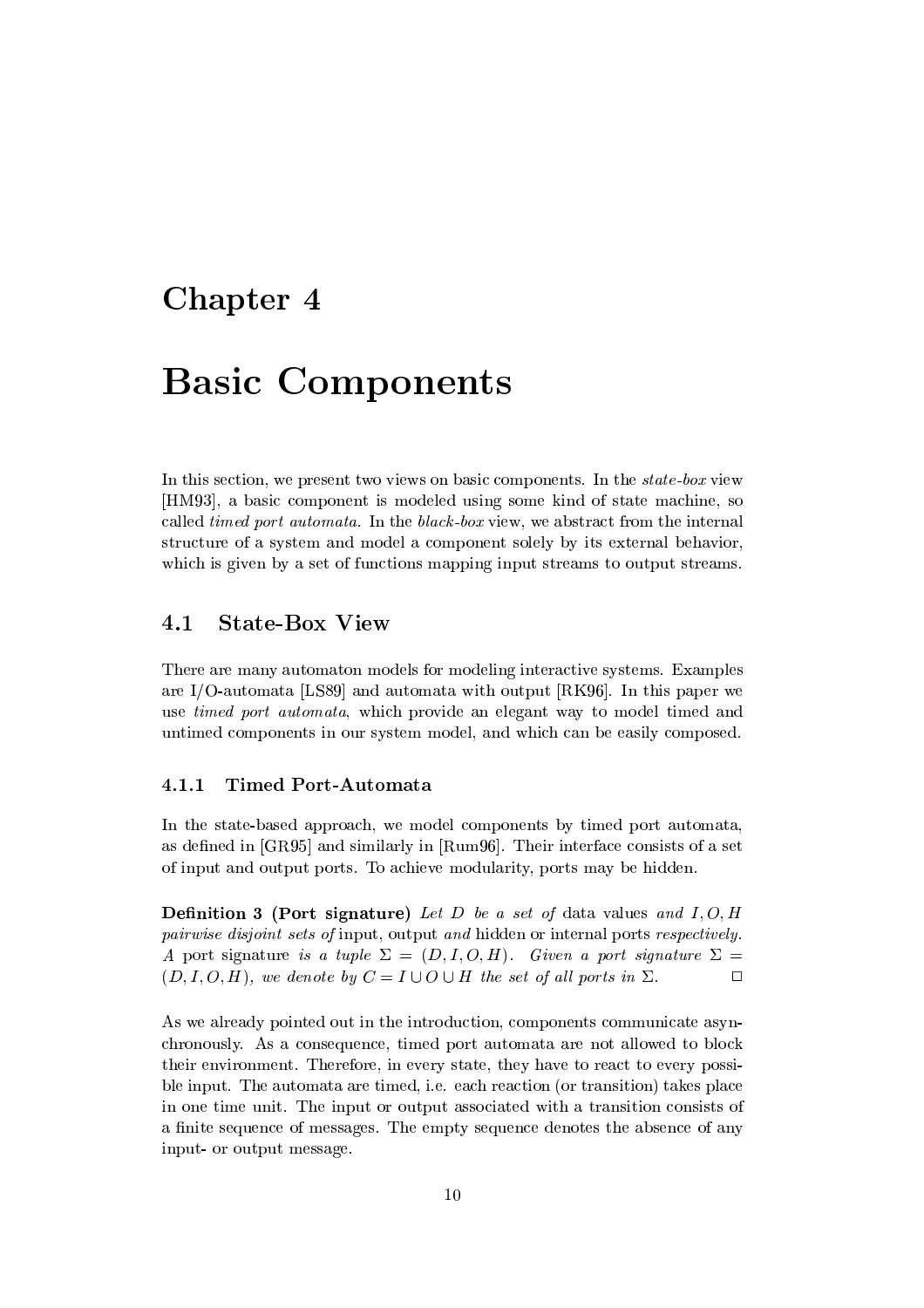# Chapter 4

# Basic Components

In this section, we present two views on basic components. In the *state-box* view [HM93], a basic component is modeled using some kind of state machine, so called *timed port automata*. In the *black-box* view, we abstract from the internal structure of a system and model a component solely by its external behavior, which is given by a set of functions mapping input streams to output streams.

## 4.1 State-Box View

There are many automaton models for modeling interactive systems. Examples are I/O-automata [LS89] and automata with output [RK96]. In this paper we use *timed port automata*, which provide an elegant way to model timed and untimed components in our system model, and which can be easily composed.

### 4.1.1 Timed Port-Automata

In the state-based approach, we model components by timed port automata, as defined in [GR95] and similarly in [Rum96]. Their interface consists of a set of input and output ports. To achieve modularity, ports may be hidden.

**Definition 3 (Port signature)** *Let $D$ be a set of* data values *and $I, O, H$ pairwise disjoint sets of* input, output *and* hidden or internal ports *respectively. A* port signature *is a tuple $\Sigma = (D, I, O, H)$. Given a port signature $\Sigma = (D, I, O, H)$, we denote by $C = I \cup O \cup H$ the set of all ports in $\Sigma$.* □

As we already pointed out in the introduction, components communicate asynchronously. As a consequence, timed port automata are not allowed to block their environment. Therefore, in every state, they have to react to every possible input. The automata are timed, i.e. each reaction (or transition) takes place in one time unit. The input or output associated with a transition consists of a finite sequence of messages. The empty sequence denotes the absence of any input- or output message.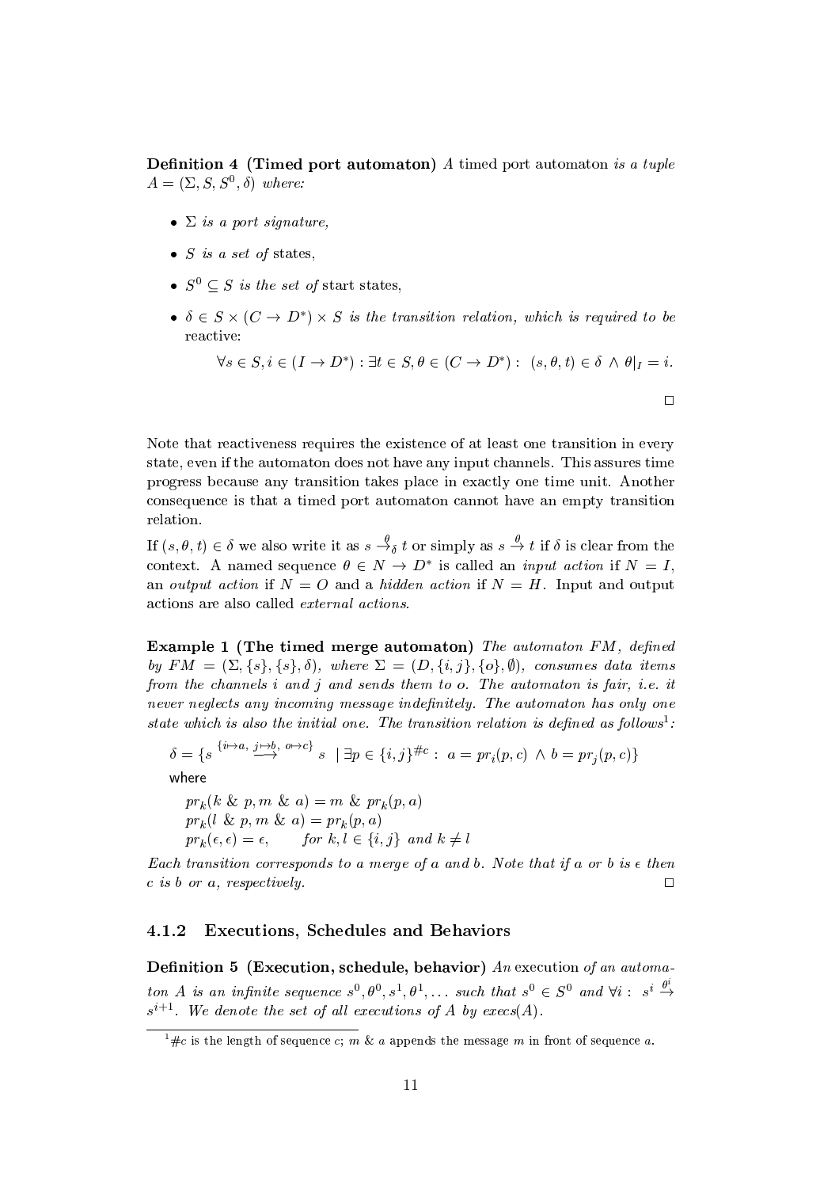**Definition 4 (Timed port automaton)** *A* timed port automaton *is a tuple* $A = (\Sigma, S, S^0, \delta)$ *where:*

- $\Sigma$ *is a port signature,*
- $S$ *is a set of* states,
- $S^0 \subseteq S$ *is the set of* start states,
- $\delta \in S \times (C \to D^*) \times S$ *is the transition relation, which is required to be* reactive:

$$\forall s \in S, i \in (I \to D^*) : \exists t \in S, \theta \in (C \to D^*) : \ (s, \theta, t) \in \delta \ \wedge \ \theta|_I = i.$$

$\square$

Note that reactiveness requires the existence of at least one transition in every state, even if the automaton does not have any input channels. This assures time progress because any transition takes place in exactly one time unit. Another consequence is that a timed port automaton cannot have an empty transition relation.

If $(s, \theta, t) \in \delta$ we also write it as $s \xrightarrow{\theta}_\delta t$ or simply as $s \xrightarrow{\theta} t$ if $\delta$ is clear from the context. A named sequence $\theta \in N \to D^*$ is called an *input action* if $N = I$, an *output action* if $N = O$ and a *hidden action* if $N = H$. Input and output actions are also called *external actions*.

**Example 1 (The timed merge automaton)** *The automaton FM, defined by* $FM = (\Sigma, \{s\}, \{s\}, \delta)$, *where* $\Sigma = (D, \{i, j\}, \{o\}, \emptyset)$, *consumes data items from the channels i and j and sends them to o. The automaton is fair, i.e. it never neglects any incoming message indefinitely. The automaton has only one state which is also the initial one. The transition relation is defined as follows*[1]*:*

$$\delta = \{s \xrightarrow{\{i \mapsto a,\ j \mapsto b,\ o \mapsto c\}} s \ \mid \exists p \in \{i, j\}^{\#c} : \ a = pr_i(p, c) \ \wedge \ b = pr_j(p, c)\}$$

where

$pr_k(k \ \& \ p, m \ \& \ a) = m \ \& \ pr_k(p, a)$
$pr_k(l \ \& \ p, m \ \& \ a) = pr_k(p, a)$
$pr_k(\epsilon, \epsilon) = \epsilon, \qquad$ *for* $k, l \in \{i, j\}$ *and* $k \neq l$

*Each transition corresponds to a merge of a and b. Note that if a or b is $\epsilon$ then c is b or a, respectively.* $\square$

### 4.1.2 Executions, Schedules and Behaviors

**Definition 5 (Execution, schedule, behavior)** *An* execution *of an automaton A is an infinite sequence* $s^0, \theta^0, s^1, \theta^1, \ldots$ *such that* $s^0 \in S^0$ *and* $\forall i : \ s^i \xrightarrow{\theta^i} s^{i+1}$. *We denote the set of all executions of A by execs(A).*

[1] $\#c$ is the length of sequence $c$; $m \ \& \ a$ appends the message $m$ in front of sequence $a$.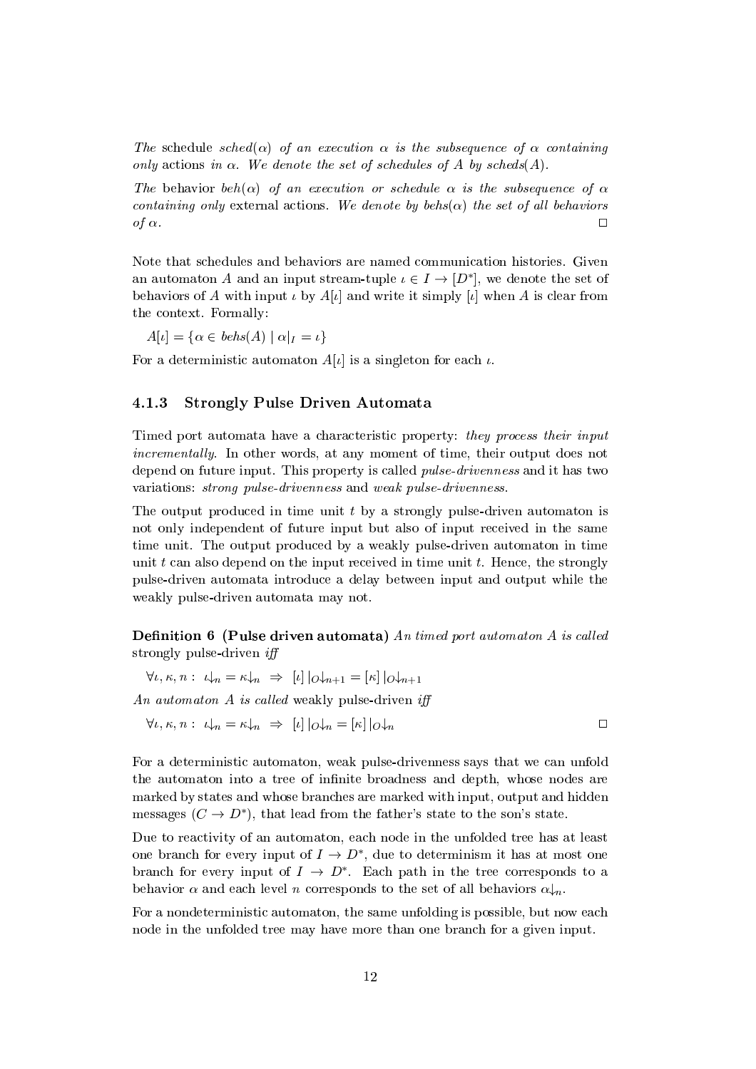*The* schedule $sched(\alpha)$ *of an execution* $\alpha$ *is the subsequence of* $\alpha$ *containing only* actions *in* $\alpha$*. We denote the set of schedules of* $A$ *by* $scheds(A)$*.*

*The* behavior $beh(\alpha)$ *of an execution or schedule* $\alpha$ *is the subsequence of* $\alpha$ *containing only* external actions*. We denote by* $behs(\alpha)$ *the set of all behaviors of* $\alpha$*.* □

Note that schedules and behaviors are named communication histories. Given an automaton $A$ and an input stream-tuple $\iota \in I \rightarrow [D^*]$, we denote the set of behaviors of $A$ with input $\iota$ by $A[\iota]$ and write it simply $[\iota]$ when $A$ is clear from the context. Formally:

$$A[\iota] = \{\alpha \in behs(A) \mid \alpha|_I = \iota\}$$

For a deterministic automaton $A[\iota]$ is a singleton for each $\iota$.

### 4.1.3 Strongly Pulse Driven Automata

Timed port automata have a characteristic property: *they process their input incrementally*. In other words, at any moment of time, their output does not depend on future input. This property is called *pulse-drivenness* and it has two variations: *strong pulse-drivenness* and *weak pulse-drivenness*.

The output produced in time unit $t$ by a strongly pulse-driven automaton is not only independent of future input but also of input received in the same time unit. The output produced by a weakly pulse-driven automaton in time unit $t$ can also depend on the input received in time unit $t$. Hence, the strongly pulse-driven automata introduce a delay between input and output while the weakly pulse-driven automata may not.

**Definition 6 (Pulse driven automata)** *An timed port automaton* $A$ *is called* strongly pulse-driven *iff*

$$\forall \iota, \kappa, n : \iota\!\downarrow_n = \kappa\!\downarrow_n \;\Rightarrow\; [\iota]\,|_{O\downarrow_{n+1}} = [\kappa]\,|_{O\downarrow_{n+1}}$$

*An automaton* $A$ *is called* weakly pulse-driven *iff*

$$\forall \iota, \kappa, n : \iota\!\downarrow_n = \kappa\!\downarrow_n \;\Rightarrow\; [\iota]\,|_{O\downarrow_n} = [\kappa]\,|_{O\downarrow_n}$$

□

For a deterministic automaton, weak pulse-drivenness says that we can unfold the automaton into a tree of infinite broadness and depth, whose nodes are marked by states and whose branches are marked with input, output and hidden messages ($C \rightarrow D^*$), that lead from the father's state to the son's state.

Due to reactivity of an automaton, each node in the unfolded tree has at least one branch for every input of $I \rightarrow D^*$, due to determinism it has at most one branch for every input of $I \rightarrow D^*$. Each path in the tree corresponds to a behavior $\alpha$ and each level $n$ corresponds to the set of all behaviors $\alpha\!\downarrow_n$.

For a nondeterministic automaton, the same unfolding is possible, but now each node in the unfolded tree may have more than one branch for a given input.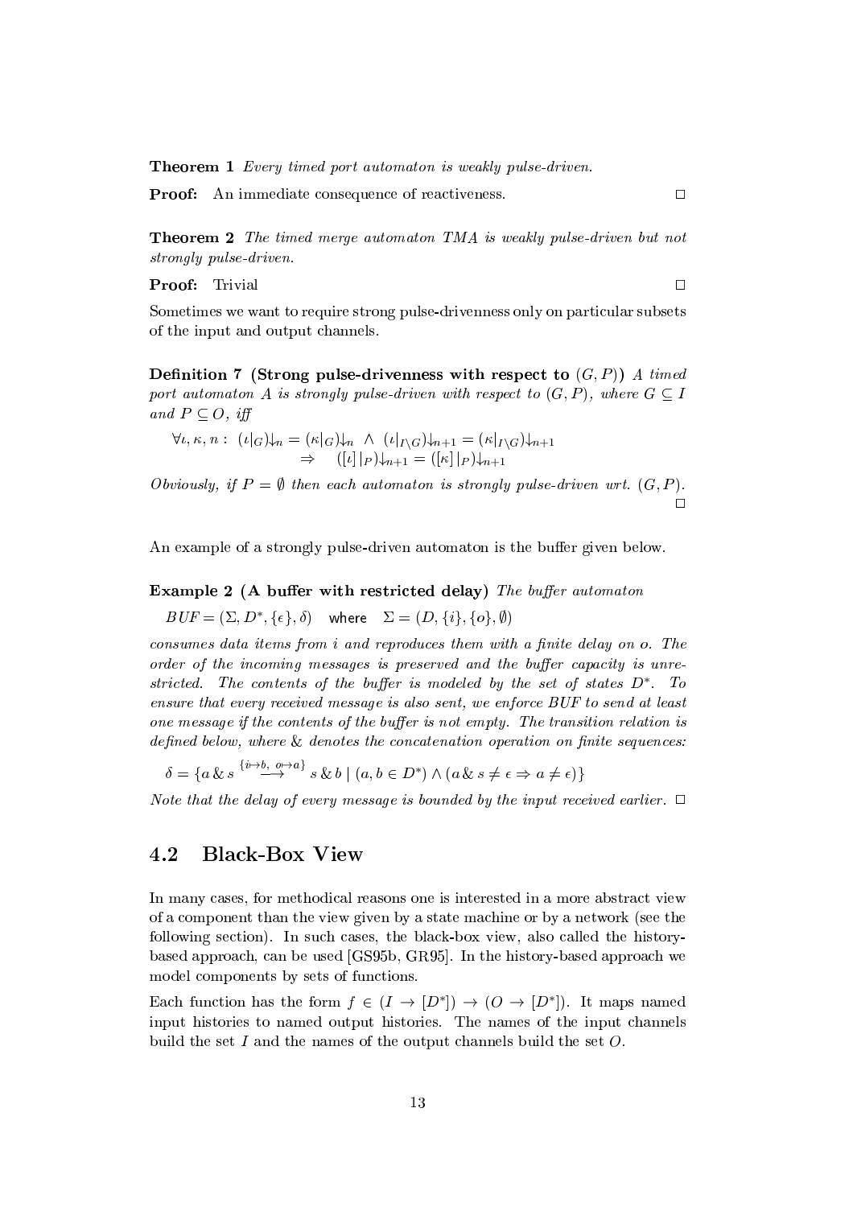**Theorem 1** *Every timed port automaton is weakly pulse-driven.*

**Proof:** An immediate consequence of reactiveness. □

**Theorem 2** *The timed merge automaton TMA is weakly pulse-driven but not strongly pulse-driven.*

**Proof:** Trivial □

Sometimes we want to require strong pulse-drivenness only on particular subsets of the input and output channels.

**Definition 7 (Strong pulse-drivenness with respect to $(G, P)$)** *A timed port automaton $A$ is strongly pulse-driven with respect to $(G, P)$, where $G \subseteq I$ and $P \subseteq O$, iff*

$$\forall \iota, \kappa, n : \ (\iota|_G)\!\downarrow_n = (\kappa|_G)\!\downarrow_n \ \wedge \ (\iota|_{I \setminus G})\!\downarrow_{n+1} = (\kappa|_{I \setminus G})\!\downarrow_{n+1} \\ \Rightarrow \quad ([\iota]\,|_P)\!\downarrow_{n+1} = ([\kappa]\,|_P)\!\downarrow_{n+1}$$

*Obviously, if $P = \emptyset$ then each automaton is strongly pulse-driven wrt. $(G, P)$.* □

An example of a strongly pulse-driven automaton is the buffer given below.

**Example 2 (A buffer with restricted delay)** *The buffer automaton*

$$BUF = (\Sigma, D^*, \{\epsilon\}, \delta) \quad \text{where} \quad \Sigma = (D, \{i\}, \{o\}, \emptyset)$$

*consumes data items from $i$ and reproduces them with a finite delay on $o$. The order of the incoming messages is preserved and the buffer capacity is unrestricted. The contents of the buffer is modeled by the set of states $D^*$. To ensure that every received message is also sent, we enforce BUF to send at least one message if the contents of the buffer is not empty. The transition relation is defined below, where & denotes the concatenation operation on finite sequences:*

$$\delta = \{a \,\&\, s \stackrel{\{i \mapsto b,\ o \mapsto a\}}{\longrightarrow} s \,\&\, b \mid (a, b \in D^*) \wedge (a \,\&\, s \neq \epsilon \Rightarrow a \neq \epsilon)\}$$

*Note that the delay of every message is bounded by the input received earlier.* □

## 4.2 Black-Box View

In many cases, for methodical reasons one is interested in a more abstract view of a component than the view given by a state machine or by a network (see the following section). In such cases, the black-box view, also called the history-based approach, can be used [GS95b, GR95]. In the history-based approach we model components by sets of functions.

Each function has the form $f \in (I \to [D^*]) \to (O \to [D^*])$. It maps named input histories to named output histories. The names of the input channels build the set $I$ and the names of the output channels build the set $O$.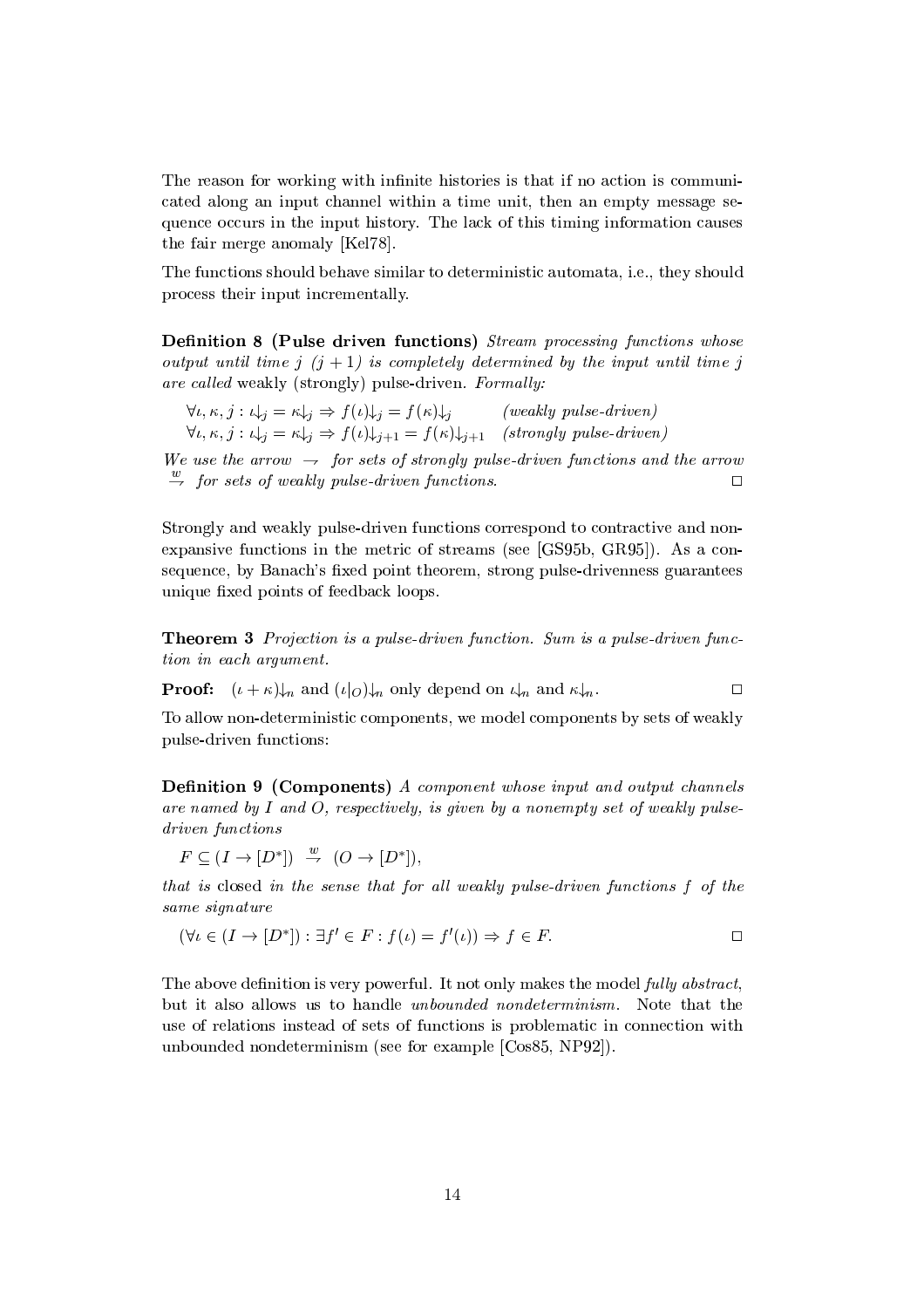The reason for working with infinite histories is that if no action is communicated along an input channel within a time unit, then an empty message sequence occurs in the input history. The lack of this timing information causes the fair merge anomaly [Kel78].

The functions should behave similar to deterministic automata, i.e., they should process their input incrementally.

**Definition 8 (Pulse driven functions)** *Stream processing functions whose output until time $j$ $(j+1)$ is completely determined by the input until time $j$ are called* weakly (strongly) pulse-driven*. Formally:*

$$\forall \iota, \kappa, j : \iota{\downarrow_j} = \kappa{\downarrow_j} \Rightarrow f(\iota){\downarrow_j} = f(\kappa){\downarrow_j} \qquad \textit{(weakly pulse-driven)}$$
$$\forall \iota, \kappa, j : \iota{\downarrow_j} = \kappa{\downarrow_j} \Rightarrow f(\iota){\downarrow_{j+1}} = f(\kappa){\downarrow_{j+1}} \qquad \textit{(strongly pulse-driven)}$$

*We use the arrow $\rightharpoonup$ for sets of strongly pulse-driven functions and the arrow $\stackrel{w}{\rightharpoonup}$ for sets of weakly pulse-driven functions.* □

Strongly and weakly pulse-driven functions correspond to contractive and non-expansive functions in the metric of streams (see [GS95b, GR95]). As a consequence, by Banach's fixed point theorem, strong pulse-drivenness guarantees unique fixed points of feedback loops.

**Theorem 3** *Projection is a pulse-driven function. Sum is a pulse-driven function in each argument.*

**Proof:** $(\iota + \kappa){\downarrow_n}$ and $(\iota|_O){\downarrow_n}$ only depend on $\iota{\downarrow_n}$ and $\kappa{\downarrow_n}$. □

To allow non-deterministic components, we model components by sets of weakly pulse-driven functions:

**Definition 9 (Components)** *A component whose input and output channels are named by $I$ and $O$, respectively, is given by a nonempty set of weakly pulse-driven functions*

$$F \subseteq (I \to [D^*]) \stackrel{w}{\rightharpoonup} (O \to [D^*]),$$

*that is* closed *in the sense that for all weakly pulse-driven functions $f$ of the same signature*

$$(\forall \iota \in (I \to [D^*]) : \exists f' \in F : f(\iota) = f'(\iota)) \Rightarrow f \in F.$$
□

The above definition is very powerful. It not only makes the model *fully abstract*, but it also allows us to handle *unbounded nondeterminism*. Note that the use of relations instead of sets of functions is problematic in connection with unbounded nondeterminism (see for example [Cos85, NP92]).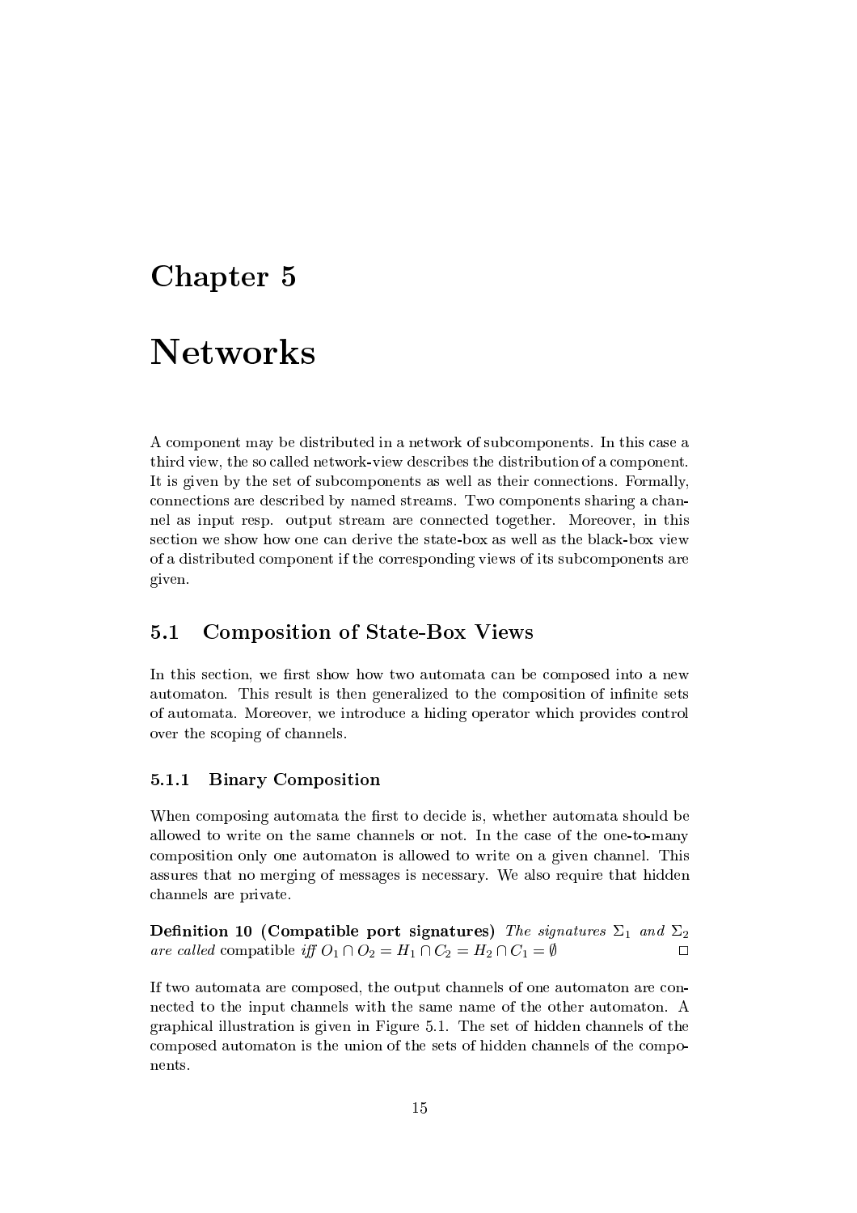# Chapter 5

# Networks

A component may be distributed in a network of subcomponents. In this case a third view, the so called network-view describes the distribution of a component. It is given by the set of subcomponents as well as their connections. Formally, connections are described by named streams. Two components sharing a channel as input resp. output stream are connected together. Moreover, in this section we show how one can derive the state-box as well as the black-box view of a distributed component if the corresponding views of its subcomponents are given.

## 5.1 Composition of State-Box Views

In this section, we first show how two automata can be composed into a new automaton. This result is then generalized to the composition of infinite sets of automata. Moreover, we introduce a hiding operator which provides control over the scoping of channels.

### 5.1.1 Binary Composition

When composing automata the first to decide is, whether automata should be allowed to write on the same channels or not. In the case of the one-to-many composition only one automaton is allowed to write on a given channel. This assures that no merging of messages is necessary. We also require that hidden channels are private.

**Definition 10 (Compatible port signatures)** *The signatures $\Sigma_1$ and $\Sigma_2$ are called* compatible *iff* $O_1 \cap O_2 = H_1 \cap C_2 = H_2 \cap C_1 = \emptyset$ □

If two automata are composed, the output channels of one automaton are connected to the input channels with the same name of the other automaton. A graphical illustration is given in Figure 5.1. The set of hidden channels of the composed automaton is the union of the sets of hidden channels of the components.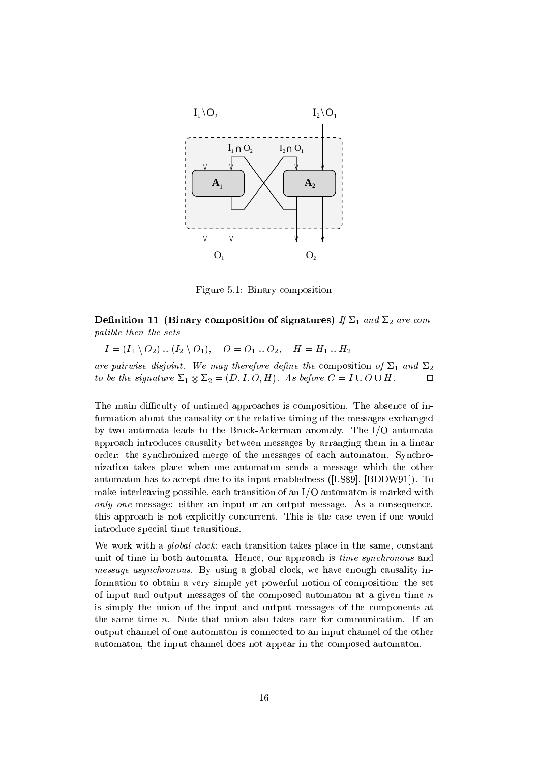$I_1 \setminus O_2$

$I_2 \setminus O_1$

$I_1 \cap O_2$

$I_2 \cap O_1$

$\mathbf{A}_1$

$\mathbf{A}_2$

$O_1$

$O_2$

Figure 5.1: Binary composition

**Definition 11 (Binary composition of signatures)** *If $\Sigma_1$ and $\Sigma_2$ are compatible then the sets*

$$I = (I_1 \setminus O_2) \cup (I_2 \setminus O_1), \quad O = O_1 \cup O_2, \quad H = H_1 \cup H_2$$

*are pairwise disjoint. We may therefore define the* composition *of $\Sigma_1$ and $\Sigma_2$ to be the signature $\Sigma_1 \otimes \Sigma_2 = (D, I, O, H)$. As before $C = I \cup O \cup H$.* □

The main difficulty of untimed approaches is composition. The absence of information about the causality or the relative timing of the messages exchanged by two automata leads to the Brock-Ackerman anomaly. The I/O automata approach introduces causality between messages by arranging them in a linear order: the synchronized merge of the messages of each automaton. Synchronization takes place when one automaton sends a message which the other automaton has to accept due to its input enabledness ([LS89], [BDDW91]). To make interleaving possible, each transition of an I/O automaton is marked with *only one* message: either an input or an output message. As a consequence, this approach is not explicitly concurrent. This is the case even if one would introduce special time transitions.

We work with a *global clock*: each transition takes place in the same, constant unit of time in both automata. Hence, our approach is *time-synchronous* and *message-asynchronous*. By using a global clock, we have enough causality information to obtain a very simple yet powerful notion of composition: the set of input and output messages of the composed automaton at a given time $n$ is simply the union of the input and output messages of the components at the same time $n$. Note that union also takes care for communication. If an output channel of one automaton is connected to an input channel of the other automaton, the input channel does not appear in the composed automaton.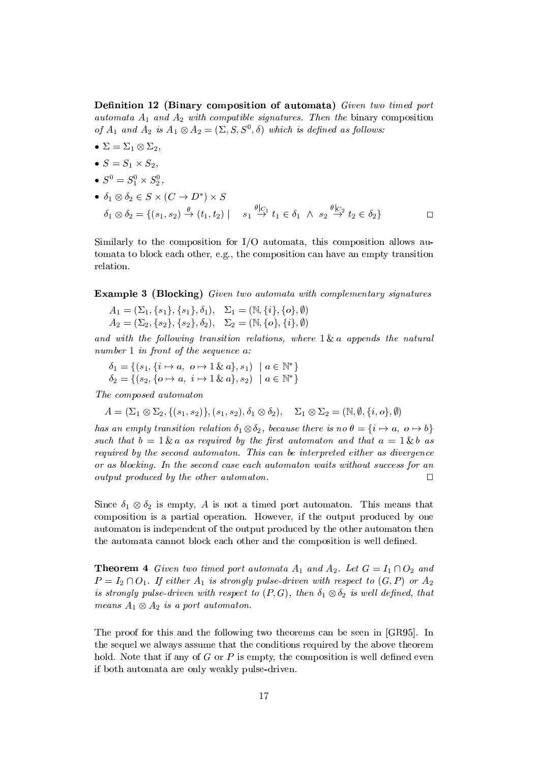**Definition 12 (Binary composition of automata)** *Given two timed port automata $A_1$ and $A_2$ with compatible signatures. Then the* binary composition *of $A_1$ and $A_2$ is $A_1 \otimes A_2 = (\Sigma, S, S^0, \delta)$ which is defined as follows:*

- $\Sigma = \Sigma_1 \otimes \Sigma_2$,
- $S = S_1 \times S_2$,
- $S^0 = S_1^0 \times S_2^0$,
- $\delta_1 \otimes \delta_2 \in S \times (C \to D^*) \times S$

  $\delta_1 \otimes \delta_2 = \{(s_1, s_2) \stackrel{\theta}{\to} (t_1, t_2) \mid \quad s_1 \stackrel{\theta|_{C_1}}{\to} t_1 \in \delta_1 \ \wedge \ s_2 \stackrel{\theta|_{C_2}}{\to} t_2 \in \delta_2\}$ □

Similarly to the composition for I/O automata, this composition allows automata to block each other, e.g., the composition can have an empty transition relation.

**Example 3 (Blocking)** *Given two automata with complementary signatures*

$A_1 = (\Sigma_1, \{s_1\}, \{s_1\}, \delta_1), \quad \Sigma_1 = (\mathbb{N}, \{i\}, \{o\}, \emptyset)$
$A_2 = (\Sigma_2, \{s_2\}, \{s_2\}, \delta_2), \quad \Sigma_2 = (\mathbb{N}, \{o\}, \{i\}, \emptyset)$

*and with the following transition relations, where $1 \,\&\, a$ appends the natural number 1 in front of the sequence a:*

$\delta_1 = \{(s_1, \{i \mapsto a, \ o \mapsto 1 \,\&\, a\}, s_1) \ \mid a \in \mathbb{N}^*\}$
$\delta_2 = \{(s_2, \{o \mapsto a, \ i \mapsto 1 \,\&\, a\}, s_2) \ \mid a \in \mathbb{N}^*\}$

*The composed automaton*

$A = (\Sigma_1 \otimes \Sigma_2, \{(s_1, s_2)\}, (s_1, s_2), \delta_1 \otimes \delta_2), \quad \Sigma_1 \otimes \Sigma_2 = (\mathbb{N}, \emptyset, \{i, o\}, \emptyset)$

*has an empty transition relation $\delta_1 \otimes \delta_2$, because there is no $\theta = \{i \mapsto a, \ o \mapsto b\}$ such that $b = 1 \,\&\, a$ as required by the first automaton and that $a = 1 \,\&\, b$ as required by the second automaton. This can be interpreted either as divergence or as blocking. In the second case each automaton waits without success for an output produced by the other automaton.* □

Since $\delta_1 \otimes \delta_2$ is empty, $A$ is not a timed port automaton. This means that composition is a partial operation. However, if the output produced by one automaton is independent of the output produced by the other automaton then the automata cannot block each other and the composition is well defined.

**Theorem 4** *Given two timed port automata $A_1$ and $A_2$. Let $G = I_1 \cap O_2$ and $P = I_2 \cap O_1$. If either $A_1$ is strongly pulse-driven with respect to $(G, P)$ or $A_2$ is strongly pulse-driven with respect to $(P, G)$, then $\delta_1 \otimes \delta_2$ is well defined, that means $A_1 \otimes A_2$ is a port automaton.*

The proof for this and the following two theorems can be seen in [GR95]. In the sequel we always assume that the conditions required by the above theorem hold. Note that if any of $G$ or $P$ is empty, the composition is well defined even if both automata are only weakly pulse-driven.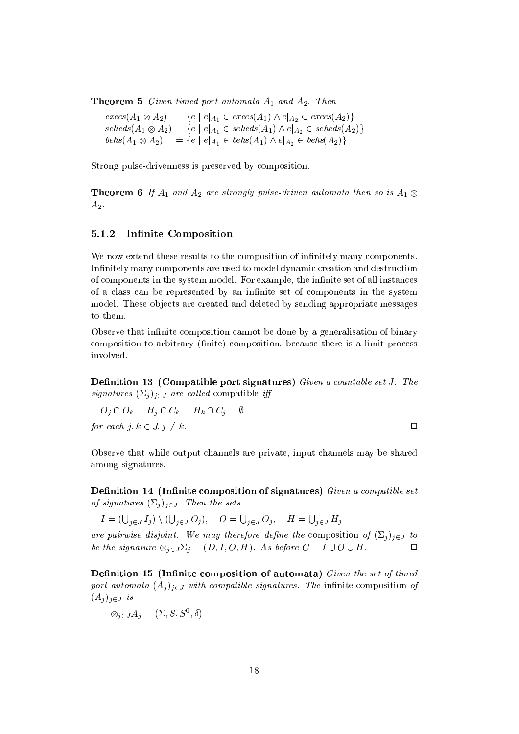**Theorem 5** *Given timed port automata $A_1$ and $A_2$. Then*

$$
\begin{aligned}
execs(A_1 \otimes A_2) &= \{e \mid e|_{A_1} \in execs(A_1) \wedge e|_{A_2} \in execs(A_2)\} \\
scheds(A_1 \otimes A_2) &= \{e \mid e|_{A_1} \in scheds(A_1) \wedge e|_{A_2} \in scheds(A_2)\} \\
behs(A_1 \otimes A_2) &= \{e \mid e|_{A_1} \in behs(A_1) \wedge e|_{A_2} \in behs(A_2)\}
\end{aligned}
$$

Strong pulse-drivenness is preserved by composition.

**Theorem 6** *If $A_1$ and $A_2$ are strongly pulse-driven automata then so is $A_1 \otimes A_2$.*

### 5.1.2 Infinite Composition

We now extend these results to the composition of infinitely many components. Infinitely many components are used to model dynamic creation and destruction of components in the system model. For example, the infinite set of all instances of a class can be represented by an infinite set of components in the system model. These objects are created and deleted by sending appropriate messages to them.

Observe that infinite composition cannot be done by a generalisation of binary composition to arbitrary (finite) composition, because there is a limit process involved.

**Definition 13 (Compatible port signatures)** *Given a countable set $J$. The signatures $(\Sigma_j)_{j \in J}$ are called* compatible *iff*

$$O_j \cap O_k = H_j \cap C_k = H_k \cap C_j = \emptyset$$

*for each $j, k \in J, j \neq k$.* □

Observe that while output channels are private, input channels may be shared among signatures.

**Definition 14 (Infinite composition of signatures)** *Given a compatible set of signatures $(\Sigma_j)_{j \in J}$. Then the sets*

$$I = (\bigcup_{j \in J} I_j) \setminus (\bigcup_{j \in J} O_j), \quad O = \bigcup_{j \in J} O_j, \quad H = \bigcup_{j \in J} H_j$$

*are pairwise disjoint. We may therefore define the* composition *of $(\Sigma_j)_{j \in J}$ to be the signature $\otimes_{j \in J} \Sigma_j = (D, I, O, H)$. As before $C = I \cup O \cup H$.* □

**Definition 15 (Infinite composition of automata)** *Given the set of timed port automata $(A_j)_{j \in J}$ with compatible signatures. The* infinite composition *of $(A_j)_{j \in J}$ is*

$$\otimes_{j \in J} A_j = (\Sigma, S, S^0, \delta)$$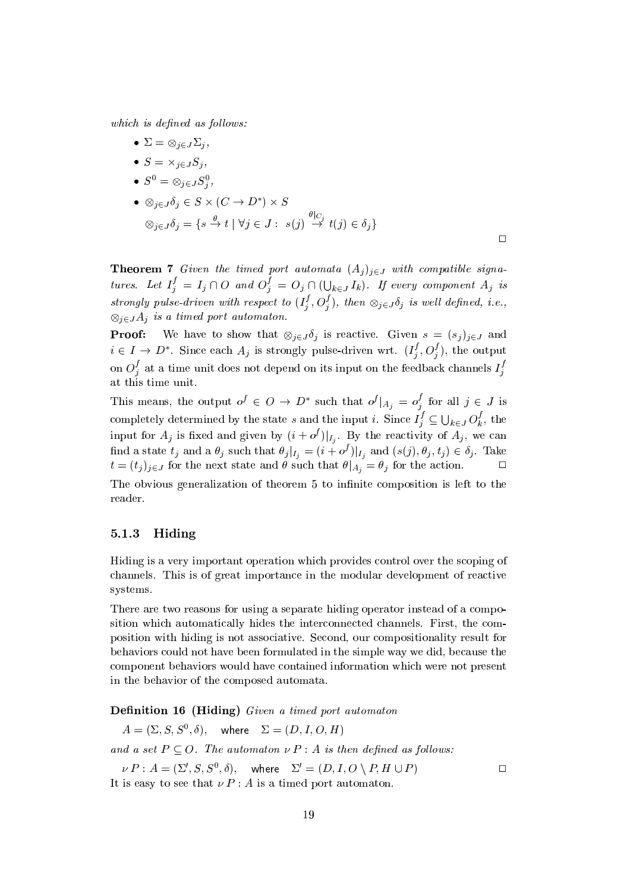*which is defined as follows:*

- $\Sigma = \otimes_{j \in J} \Sigma_j$,
- $S = \times_{j \in J} S_j$,
- $S^0 = \otimes_{j \in J} S_j^0$,
- $\otimes_{j \in J} \delta_j \in S \times (C \to D^*) \times S$

  $\otimes_{j \in J} \delta_j = \{ s \stackrel{\theta}{\to} t \mid \forall j \in J: \; s(j) \stackrel{\theta|_{C_j}}{\to} t(j) \in \delta_j \}$

$\Box$

**Theorem 7** *Given the timed port automata $(A_j)_{j \in J}$ with compatible signatures. Let $I_j^f = I_j \cap O$ and $O_j^f = O_j \cap (\bigcup_{k \in J} I_k)$. If every component $A_j$ is strongly pulse-driven with respect to $(I_j^f, O_j^f)$, then $\otimes_{j \in J} \delta_j$ is well defined, i.e., $\otimes_{j \in J} A_j$ is a timed port automaton.*

**Proof:** We have to show that $\otimes_{j \in J} \delta_j$ is reactive. Given $s = (s_j)_{j \in J}$ and $i \in I \to D^*$. Since each $A_j$ is strongly pulse-driven wrt. $(I_j^f, O_j^f)$, the output on $O_j^f$ at a time unit does not depend on its input on the feedback channels $I_j^f$ at this time unit.

This means, the output $o^f \in O \to D^*$ such that $o^f|_{A_j} = o_j^f$ for all $j \in J$ is completely determined by the state $s$ and the input $i$. Since $I_j^f \subseteq \bigcup_{k \in J} O_k^f$, the input for $A_j$ is fixed and given by $(i + o^f)|_{I_j}$. By the reactivity of $A_j$, we can find a state $t_j$ and a $\theta_j$ such that $\theta_j|_{I_j} = (i + o^f)|_{I_j}$ and $(s(j), \theta_j, t_j) \in \delta_j$. Take $t = (t_j)_{j \in J}$ for the next state and $\theta$ such that $\theta|_{A_j} = \theta_j$ for the action. $\Box$

The obvious generalization of theorem 5 to infinite composition is left to the reader.

### 5.1.3 Hiding

Hiding is a very important operation which provides control over the scoping of channels. This is of great importance in the modular development of reactive systems.

There are two reasons for using a separate hiding operator instead of a composition which automatically hides the interconnected channels. First, the composition with hiding is not associative. Second, our compositionality result for behaviors could not have been formulated in the simple way we did, because the component behaviors would have contained information which were not present in the behavior of the composed automata.

**Definition 16 (Hiding)** *Given a timed port automaton*

$A = (\Sigma, S, S^0, \delta)$, where $\Sigma = (D, I, O, H)$

*and a set $P \subseteq O$. The automaton $\nu\, P : A$ is then defined as follows:*

$\nu\, P : A = (\Sigma', S, S^0, \delta)$, where $\Sigma' = (D, I, O \setminus P, H \cup P)$ $\Box$

It is easy to see that $\nu\, P : A$ is a timed port automaton.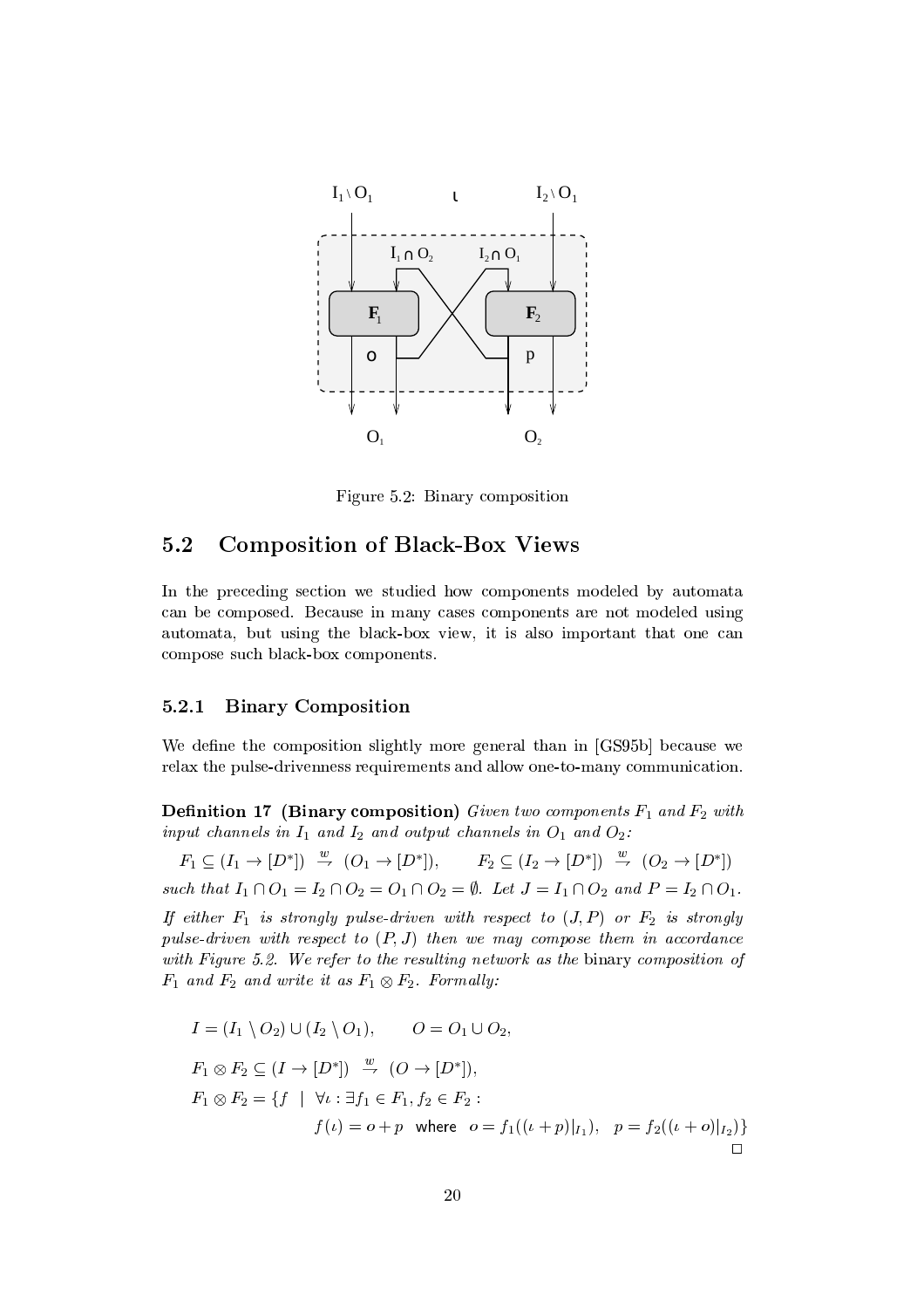$I_1 \setminus O_1$

$\iota$

$I_2 \setminus O_1$

$I_1 \cap O_2$

$I_2 \cap O_1$

$F_1$

$F_2$

o

p

$O_1$

$O_2$

Figure 5.2: Binary composition

## 5.2 Composition of Black-Box Views

In the preceding section we studied how components modeled by automata can be composed. Because in many cases components are not modeled using automata, but using the black-box view, it is also important that one can compose such black-box components.

### 5.2.1 Binary Composition

We define the composition slightly more general than in [GS95b] because we relax the pulse-drivenness requirements and allow one-to-many communication.

**Definition 17 (Binary composition)** *Given two components $F_1$ and $F_2$ with input channels in $I_1$ and $I_2$ and output channels in $O_1$ and $O_2$:*

$$F_1 \subseteq (I_1 \to [D^*]) \overset{w}{\to} (O_1 \to [D^*]), \qquad F_2 \subseteq (I_2 \to [D^*]) \overset{w}{\to} (O_2 \to [D^*])$$

*such that $I_1 \cap O_1 = I_2 \cap O_2 = O_1 \cap O_2 = \emptyset$. Let $J = I_1 \cap O_2$ and $P = I_2 \cap O_1$. If either $F_1$ is strongly pulse-driven with respect to $(J, P)$ or $F_2$ is strongly pulse-driven with respect to $(P, J)$ then we may compose them in accordance with Figure 5.2. We refer to the resulting network as the* binary composition *of $F_1$ and $F_2$ and write it as $F_1 \otimes F_2$. Formally:*

$$I = (I_1 \setminus O_2) \cup (I_2 \setminus O_1), \qquad O = O_1 \cup O_2,$$

$$F_1 \otimes F_2 \subseteq (I \to [D^*]) \overset{w}{\to} (O \to [D^*]),$$

$$F_1 \otimes F_2 = \{f \mid \forall \iota : \exists f_1 \in F_1, f_2 \in F_2 :$$

$$f(\iota) = o + p \quad \text{where} \quad o = f_1((\iota + p)|_{I_1}), \quad p = f_2((\iota + o)|_{I_2})\}$$

□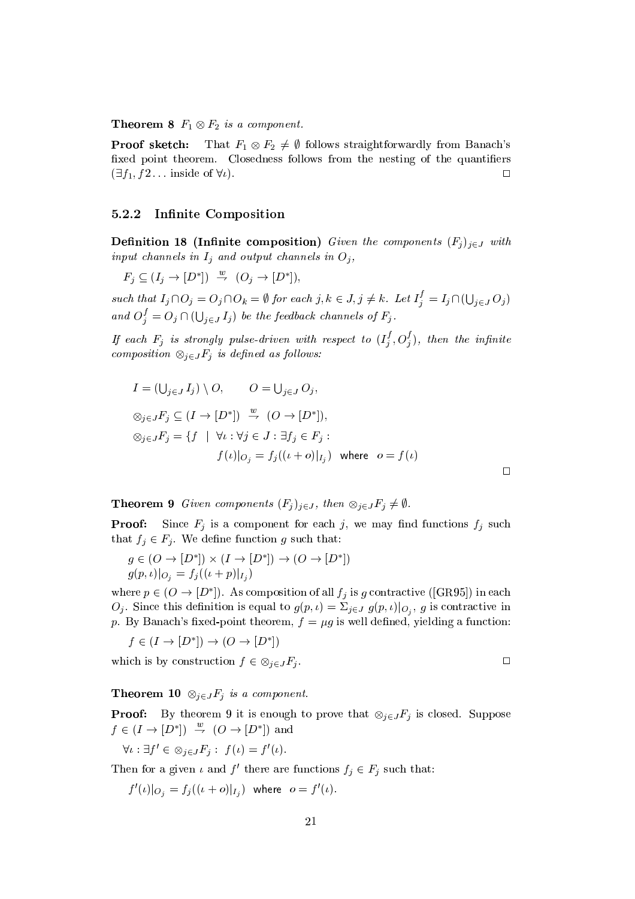**Theorem 8** *$F_1 \otimes F_2$ is a component.*

**Proof sketch:** That $F_1 \otimes F_2 \neq \emptyset$ follows straightforwardly from Banach's fixed point theorem. Closedness follows from the nesting of the quantifiers ($\exists f_1, f2 \ldots$ inside of $\forall \iota$). $\square$

### 5.2.2 Infinite Composition

**Definition 18 (Infinite composition)** *Given the components $(F_j)_{j \in J}$ with input channels in $I_j$ and output channels in $O_j$,*

$$F_j \subseteq (I_j \to [D^*]) \overset{w}{\to} (O_j \to [D^*]),$$

*such that $I_j \cap O_j = O_j \cap O_k = \emptyset$ for each $j, k \in J, j \neq k$. Let $I_j^f = I_j \cap (\bigcup_{j \in J} O_j)$ and $O_j^f = O_j \cap (\bigcup_{j \in J} I_j)$ be the feedback channels of $F_j$.*

*If each $F_j$ is strongly pulse-driven with respect to $(I_j^f, O_j^f)$, then the infinite composition $\otimes_{j \in J} F_j$ is defined as follows:*

$$I = (\textstyle\bigcup_{j \in J} I_j) \setminus O, \qquad O = \textstyle\bigcup_{j \in J} O_j,$$

$$\otimes_{j \in J} F_j \subseteq (I \to [D^*]) \overset{w}{\to} (O \to [D^*]),$$

$$\otimes_{j \in J} F_j = \{ f \mid \forall \iota : \forall j \in J : \exists f_j \in F_j :$$

$$f(\iota)|_{O_j} = f_j((\iota + o)|_{I_j}) \text{ where } o = f(\iota)$$

$\square$

**Theorem 9** *Given components $(F_j)_{j \in J}$, then $\otimes_{j \in J} F_j \neq \emptyset$.*

**Proof:** Since $F_j$ is a component for each $j$, we may find functions $f_j$ such that $f_j \in F_j$. We define function $g$ such that:

$$g \in (O \to [D^*]) \times (I \to [D^*]) \to (O \to [D^*])$$
$$g(p, \iota)|_{O_j} = f_j((\iota + p)|_{I_j})$$

where $p \in (O \to [D^*])$. As composition of all $f_j$ is $g$ contractive ([GR95]) in each $O_j$. Since this definition is equal to $g(p, \iota) = \Sigma_{j \in J}\ g(p, \iota)|_{O_j}$, $g$ is contractive in $p$. By Banach's fixed-point theorem, $f = \mu g$ is well defined, yielding a function:

$$f \in (I \to [D^*]) \to (O \to [D^*])$$

which is by construction $f \in \otimes_{j \in J} F_j$. $\square$

**Theorem 10** *$\otimes_{j \in J} F_j$ is a component.*

**Proof:** By theorem 9 it is enough to prove that $\otimes_{j \in J} F_j$ is closed. Suppose $f \in (I \to [D^*]) \overset{w}{\to} (O \to [D^*])$ and

$$\forall \iota : \exists f' \in \otimes_{j \in J} F_j : f(\iota) = f'(\iota).$$

Then for a given $\iota$ and $f'$ there are functions $f_j \in F_j$ such that:

$$f'(\iota)|_{O_j} = f_j((\iota + o)|_{I_j}) \text{ where } o = f'(\iota).$$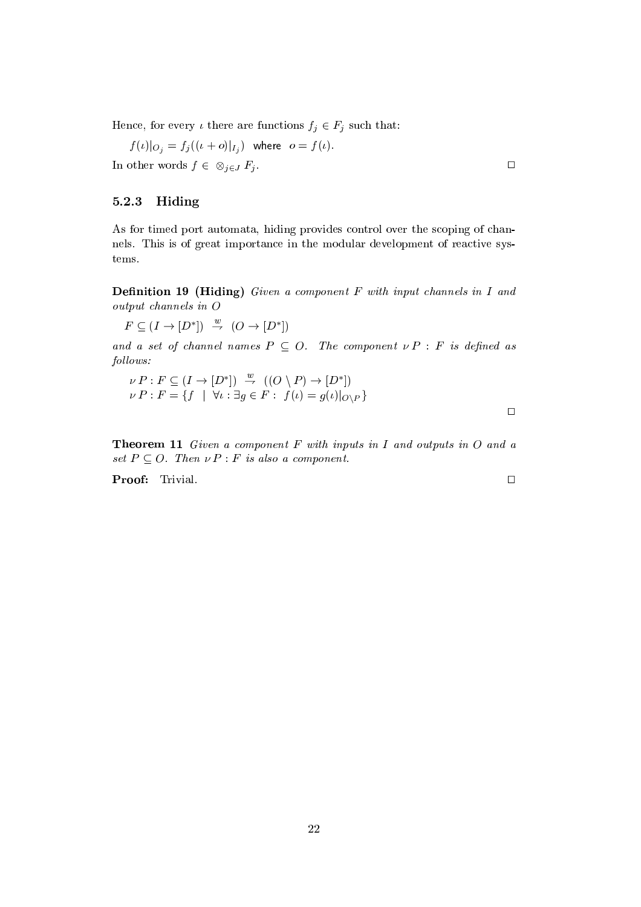Hence, for every $\iota$ there are functions $f_j \in F_j$ such that:

$$f(\iota)|_{O_j} = f_j((\iota + o)|_{I_j}) \quad \text{where} \quad o = f(\iota).$$

In other words $f \in \otimes_{j \in J} F_j$. □

### 5.2.3 Hiding

As for timed port automata, hiding provides control over the scoping of channels. This is of great importance in the modular development of reactive systems.

**Definition 19 (Hiding)** *Given a component $F$ with input channels in $I$ and output channels in $O$*

$$F \subseteq (I \to [D^*]) \overset{w}{\to} (O \to [D^*])$$

*and a set of channel names $P \subseteq O$. The component $\nu P : F$ is defined as follows:*

$$\nu P : F \subseteq (I \to [D^*]) \overset{w}{\to} ((O \setminus P) \to [D^*])$$
$$\nu P : F = \{f \mid \forall \iota : \exists g \in F : \; f(\iota) = g(\iota)|_{O \setminus P}\}$$

□

**Theorem 11** *Given a component $F$ with inputs in $I$ and outputs in $O$ and a set $P \subseteq O$. Then $\nu P : F$ is also a component.*

**Proof:** Trivial. □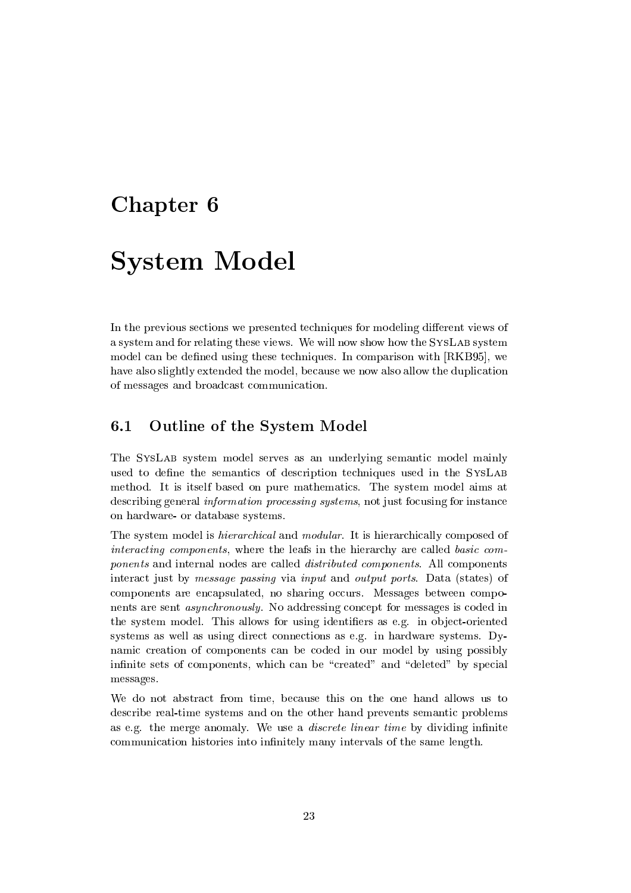# Chapter 6

# System Model

In the previous sections we presented techniques for modeling different views of a system and for relating these views. We will now show how the SysLab system model can be defined using these techniques. In comparison with [RKB95], we have also slightly extended the model, because we now also allow the duplication of messages and broadcast communication.

## 6.1 Outline of the System Model

The SysLab system model serves as an underlying semantic model mainly used to define the semantics of description techniques used in the SysLab method. It is itself based on pure mathematics. The system model aims at describing general *information processing systems*, not just focusing for instance on hardware- or database systems.

The system model is *hierarchical* and *modular*. It is hierarchically composed of *interacting components*, where the leafs in the hierarchy are called *basic components* and internal nodes are called *distributed components*. All components interact just by *message passing* via *input* and *output ports*. Data (states) of components are encapsulated, no sharing occurs. Messages between components are sent *asynchronously*. No addressing concept for messages is coded in the system model. This allows for using identifiers as e.g. in object-oriented systems as well as using direct connections as e.g. in hardware systems. Dynamic creation of components can be coded in our model by using possibly infinite sets of components, which can be "created" and "deleted" by special messages.

We do not abstract from time, because this on the one hand allows us to describe real-time systems and on the other hand prevents semantic problems as e.g. the merge anomaly. We use a *discrete linear time* by dividing infinite communication histories into infinitely many intervals of the same length.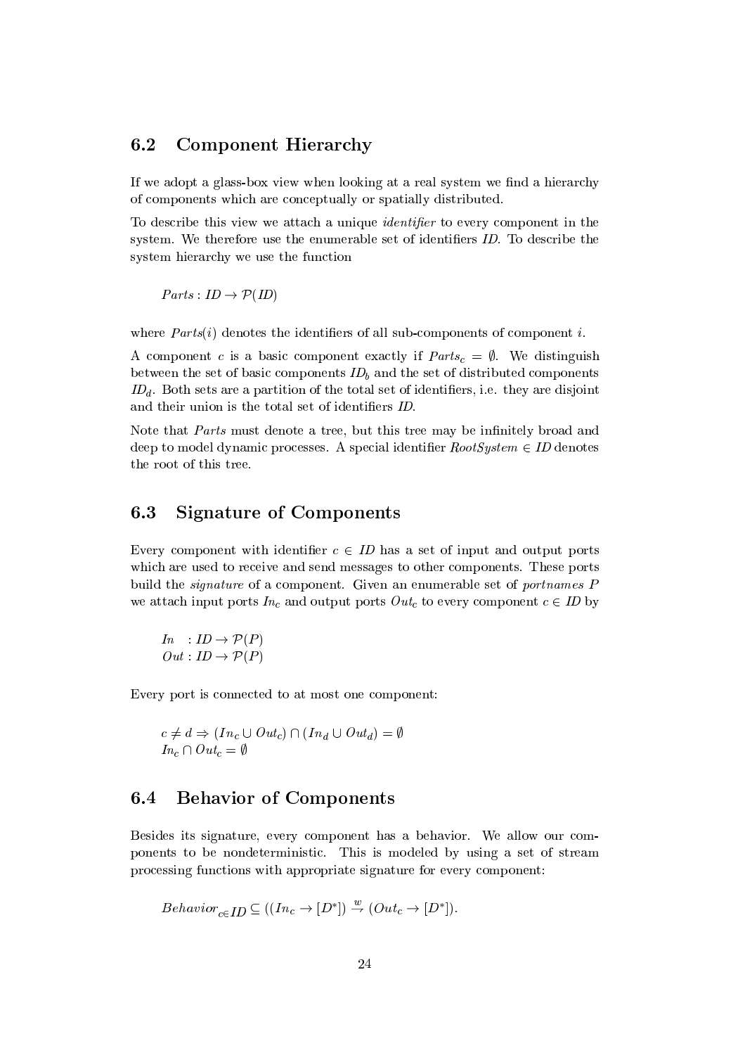## 6.2 Component Hierarchy

If we adopt a glass-box view when looking at a real system we find a hierarchy of components which are conceptually or spatially distributed.

To describe this view we attach a unique *identifier* to every component in the system. We therefore use the enumerable set of identifiers $ID$. To describe the system hierarchy we use the function

$$Parts : ID \rightarrow \mathcal{P}(ID)$$

where $Parts(i)$ denotes the identifiers of all sub-components of component $i$.

A component $c$ is a basic component exactly if $Parts_c = \emptyset$. We distinguish between the set of basic components $ID_b$ and the set of distributed components $ID_d$. Both sets are a partition of the total set of identifiers, i.e. they are disjoint and their union is the total set of identifiers $ID$.

Note that $Parts$ must denote a tree, but this tree may be infinitely broad and deep to model dynamic processes. A special identifier $RootSystem \in ID$ denotes the root of this tree.

## 6.3 Signature of Components

Every component with identifier $c \in ID$ has a set of input and output ports which are used to receive and send messages to other components. These ports build the *signature* of a component. Given an enumerable set of *portnames* $P$ we attach input ports $In_c$ and output ports $Out_c$ to every component $c \in ID$ by

$$\begin{aligned} In \;\; &: ID \rightarrow \mathcal{P}(P) \\ Out &: ID \rightarrow \mathcal{P}(P) \end{aligned}$$

Every port is connected to at most one component:

$$\begin{aligned} &c \neq d \Rightarrow (In_c \cup Out_c) \cap (In_d \cup Out_d) = \emptyset \\ &In_c \cap Out_c = \emptyset \end{aligned}$$

## 6.4 Behavior of Components

Besides its signature, every component has a behavior. We allow our components to be nondeterministic. This is modeled by using a set of stream processing functions with appropriate signature for every component:

$$Behavior_{c \in ID} \subseteq ((In_c \rightarrow [D^*]) \overset{w}{\rightarrow} (Out_c \rightarrow [D^*])).$$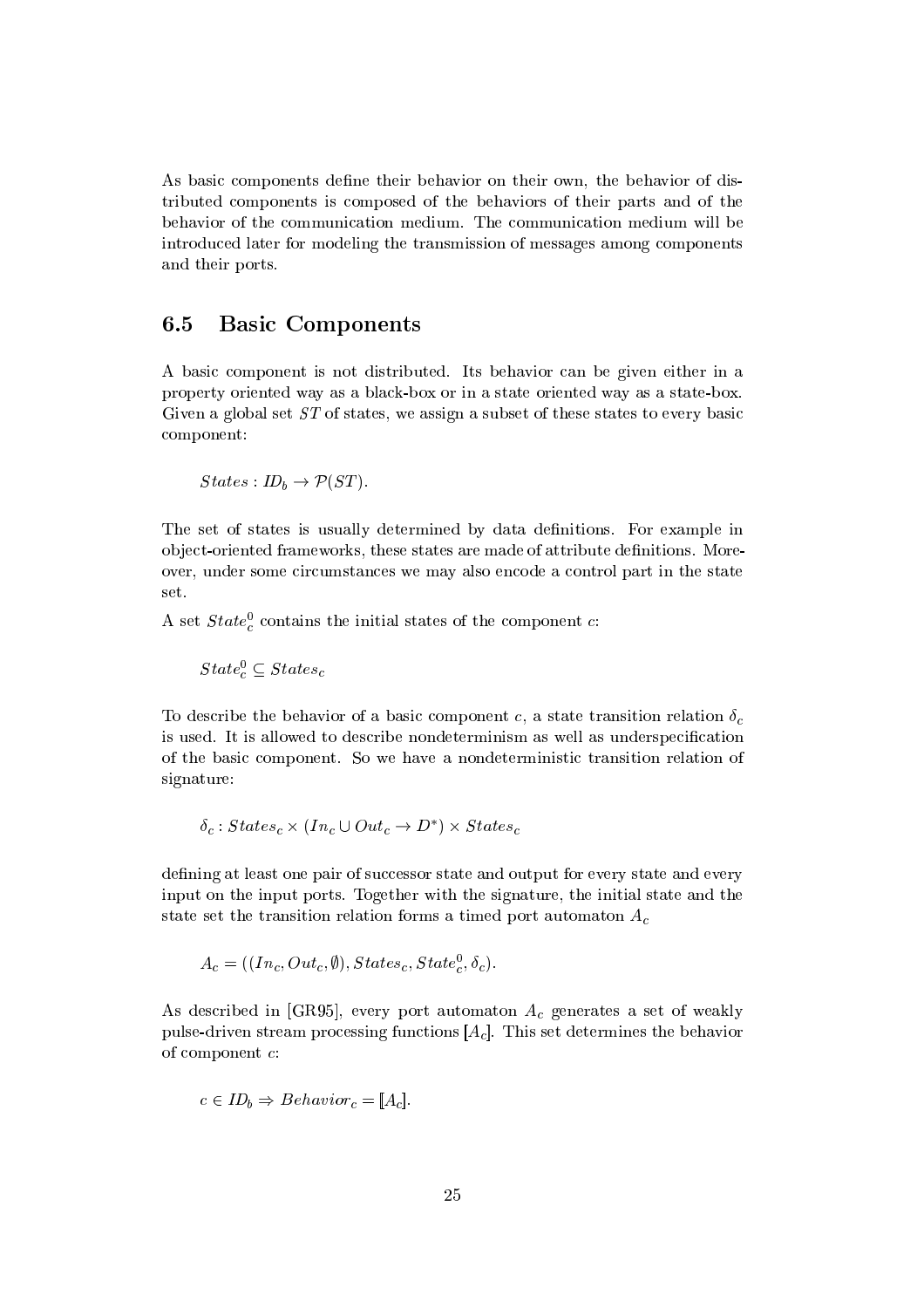As basic components define their behavior on their own, the behavior of distributed components is composed of the behaviors of their parts and of the behavior of the communication medium. The communication medium will be introduced later for modeling the transmission of messages among components and their ports.

## 6.5 Basic Components

A basic component is not distributed. Its behavior can be given either in a property oriented way as a black-box or in a state oriented way as a state-box. Given a global set $ST$ of states, we assign a subset of these states to every basic component:

$$States : ID_b \to \mathcal{P}(ST).$$

The set of states is usually determined by data definitions. For example in object-oriented frameworks, these states are made of attribute definitions. Moreover, under some circumstances we may also encode a control part in the state set.

A set $State^0_c$ contains the initial states of the component $c$:

$$State^0_c \subseteq States_c$$

To describe the behavior of a basic component $c$, a state transition relation $\delta_c$ is used. It is allowed to describe nondeterminism as well as underspecification of the basic component. So we have a nondeterministic transition relation of signature:

$$\delta_c : States_c \times (In_c \cup Out_c \to D^*) \times States_c$$

defining at least one pair of successor state and output for every state and every input on the input ports. Together with the signature, the initial state and the state set the transition relation forms a timed port automaton $A_c$

$$A_c = ((In_c, Out_c, \emptyset), States_c, State^0_c, \delta_c).$$

As described in [GR95], every port automaton $A_c$ generates a set of weakly pulse-driven stream processing functions $[\![A_c]\!]$. This set determines the behavior of component $c$:

$$c \in ID_b \Rightarrow Behavior_c = [\![A_c]\!].$$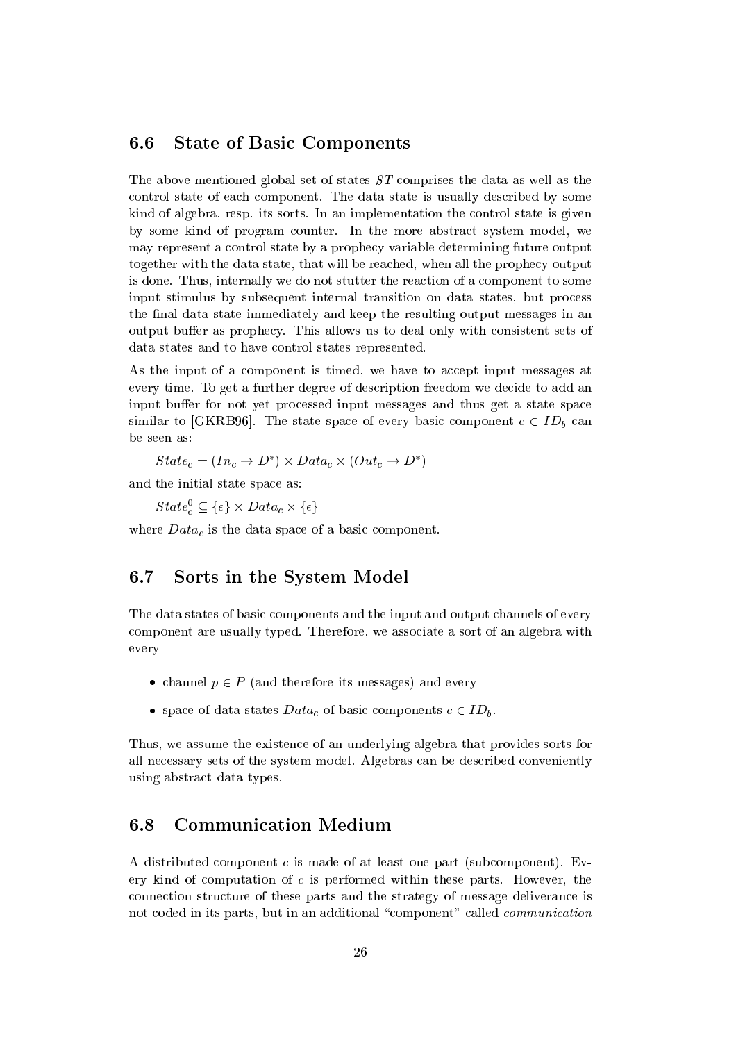## 6.6 State of Basic Components

The above mentioned global set of states $ST$ comprises the data as well as the control state of each component. The data state is usually described by some kind of algebra, resp. its sorts. In an implementation the control state is given by some kind of program counter. In the more abstract system model, we may represent a control state by a prophecy variable determining future output together with the data state, that will be reached, when all the prophecy output is done. Thus, internally we do not stutter the reaction of a component to some input stimulus by subsequent internal transition on data states, but process the final data state immediately and keep the resulting output messages in an output buffer as prophecy. This allows us to deal only with consistent sets of data states and to have control states represented.

As the input of a component is timed, we have to accept input messages at every time. To get a further degree of description freedom we decide to add an input buffer for not yet processed input messages and thus get a state space similar to [GKRB96]. The state space of every basic component $c \in ID_b$ can be seen as:

$$State_c = (In_c \to D^*) \times Data_c \times (Out_c \to D^*)$$

and the initial state space as:

$$State_c^0 \subseteq \{\epsilon\} \times Data_c \times \{\epsilon\}$$

where $Data_c$ is the data space of a basic component.

## 6.7 Sorts in the System Model

The data states of basic components and the input and output channels of every component are usually typed. Therefore, we associate a sort of an algebra with every

- channel $p \in P$ (and therefore its messages) and every
- space of data states $Data_c$ of basic components $c \in ID_b$.

Thus, we assume the existence of an underlying algebra that provides sorts for all necessary sets of the system model. Algebras can be described conveniently using abstract data types.

## 6.8 Communication Medium

A distributed component $c$ is made of at least one part (subcomponent). Every kind of computation of $c$ is performed within these parts. However, the connection structure of these parts and the strategy of message deliverance is not coded in its parts, but in an additional "component" called *communication*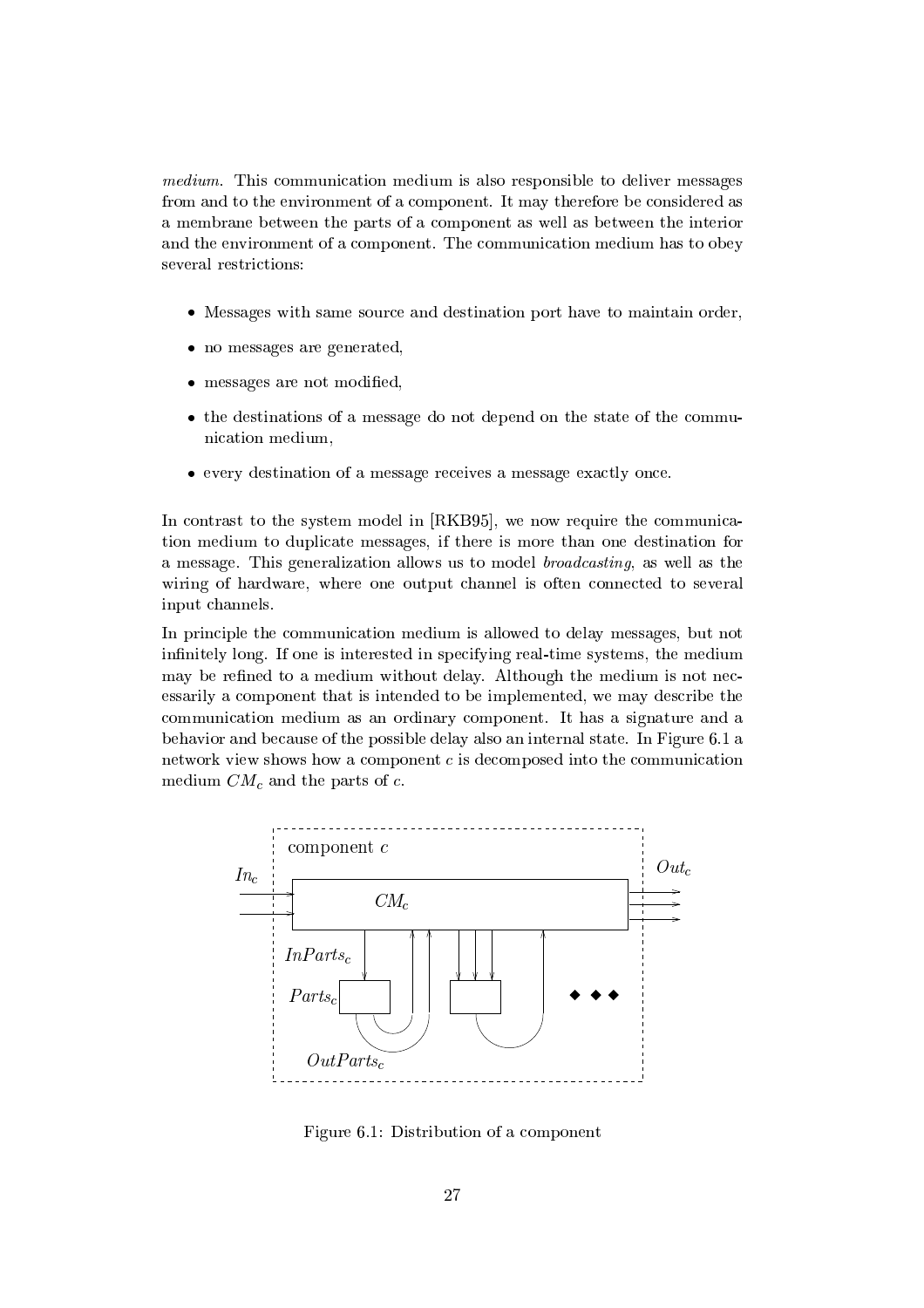*medium*. This communication medium is also responsible to deliver messages from and to the environment of a component. It may therefore be considered as a membrane between the parts of a component as well as between the interior and the environment of a component. The communication medium has to obey several restrictions:

- Messages with same source and destination port have to maintain order,
- no messages are generated,
- messages are not modified,
- the destinations of a message do not depend on the state of the communication medium,
- every destination of a message receives a message exactly once.

In contrast to the system model in [RKB95], we now require the communication medium to duplicate messages, if there is more than one destination for a message. This generalization allows us to model *broadcasting*, as well as the wiring of hardware, where one output channel is often connected to several input channels.

In principle the communication medium is allowed to delay messages, but not infinitely long. If one is interested in specifying real-time systems, the medium may be refined to a medium without delay. Although the medium is not necessarily a component that is intended to be implemented, we may describe the communication medium as an ordinary component. It has a signature and a behavior and because of the possible delay also an internal state. In Figure 6.1 a network view shows how a component $c$ is decomposed into the communication medium $CM_c$ and the parts of $c$.

component $c$

$In_c$

$Out_c$

$CM_c$

$InParts_c$

$Parts_c$

$OutParts_c$

Figure 6.1: Distribution of a component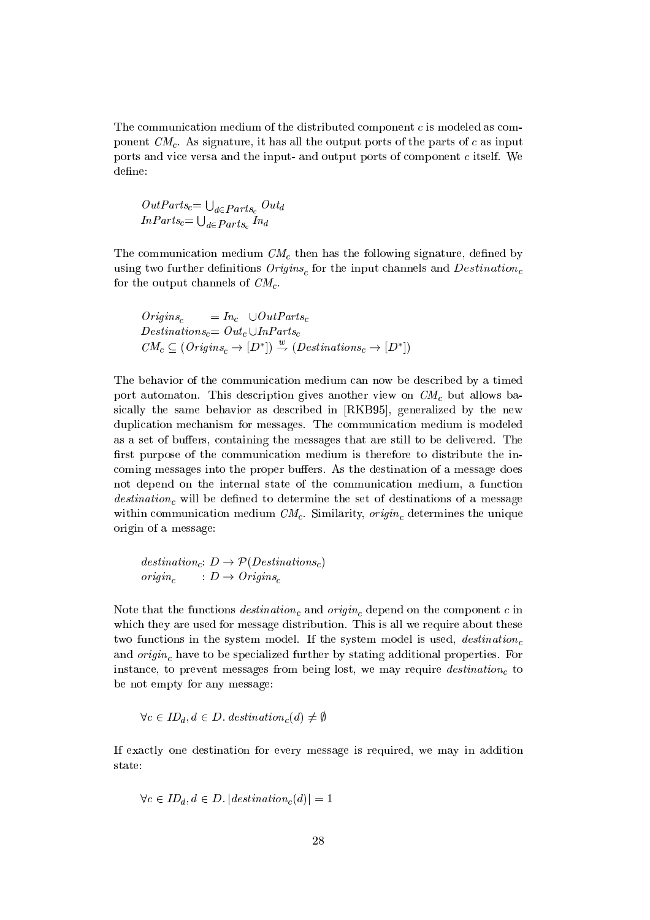The communication medium of the distributed component $c$ is modeled as component $CM_c$. As signature, it has all the output ports of the parts of $c$ as input ports and vice versa and the input- and output ports of component $c$ itself. We define:

$$OutParts_c = \bigcup_{d \in Parts_c} Out_d$$
$$InParts_c = \bigcup_{d \in Parts_c} In_d$$

The communication medium $CM_c$ then has the following signature, defined by using two further definitions $Origins_c$ for the input channels and $Destination_c$ for the output channels of $CM_c$.

$$Origins_c = In_c \cup OutParts_c$$
$$Destinations_c = Out_c \cup InParts_c$$
$$CM_c \subseteq (Origins_c \to [D^*]) \overset{w}{\to} (Destinations_c \to [D^*])$$

The behavior of the communication medium can now be described by a timed port automaton. This description gives another view on $CM_c$ but allows basically the same behavior as described in [RKB95], generalized by the new duplication mechanism for messages. The communication medium is modeled as a set of buffers, containing the messages that are still to be delivered. The first purpose of the communication medium is therefore to distribute the incoming messages into the proper buffers. As the destination of a message does not depend on the internal state of the communication medium, a function $destination_c$ will be defined to determine the set of destinations of a message within communication medium $CM_c$. Similarity, $origin_c$ determines the unique origin of a message:

$$destination_c : D \to \mathcal{P}(Destinations_c)$$
$$origin_c : D \to Origins_c$$

Note that the functions $destination_c$ and $origin_c$ depend on the component $c$ in which they are used for message distribution. This is all we require about these two functions in the system model. If the system model is used, $destination_c$ and $origin_c$ have to be specialized further by stating additional properties. For instance, to prevent messages from being lost, we may require $destination_c$ to be not empty for any message:

$$\forall c \in ID_d, d \in D.\ destination_c(d) \neq \emptyset$$

If exactly one destination for every message is required, we may in addition state:

$$\forall c \in ID_d, d \in D.\ |destination_c(d)| = 1$$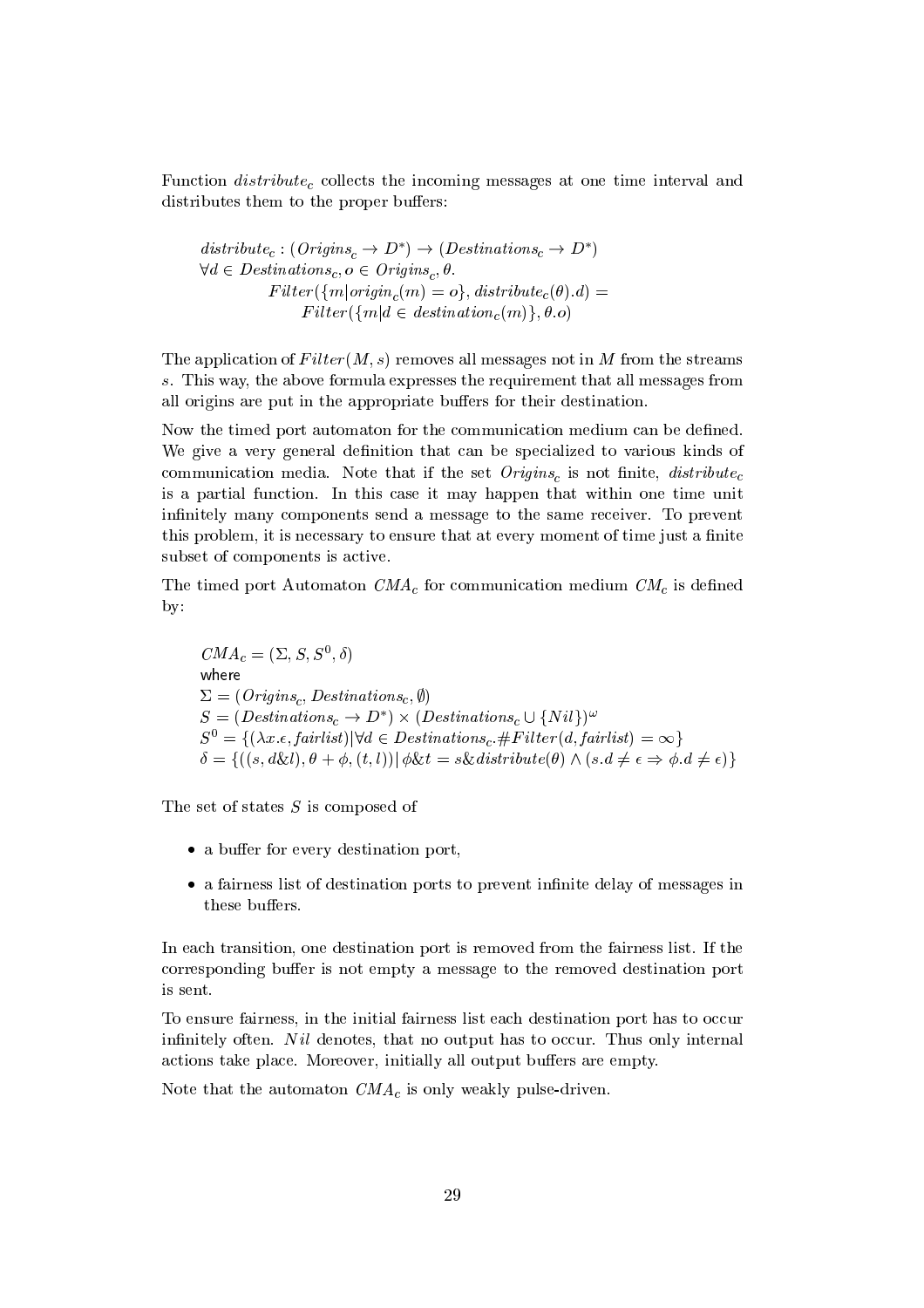Function $distribute_c$ collects the incoming messages at one time interval and distributes them to the proper buffers:

$$
\begin{array}{l}
distribute_c : (Origins_c \to D^*) \to (Destinations_c \to D^*) \\
\forall d \in Destinations_c, o \in Origins_c, \theta. \\
\qquad Filter(\{m | origin_c(m) = o\}, distribute_c(\theta).d) = \\
\qquad\quad Filter(\{m | d \in destination_c(m)\}, \theta.o)
\end{array}
$$

The application of $Filter(M, s)$ removes all messages not in $M$ from the streams $s$. This way, the above formula expresses the requirement that all messages from all origins are put in the appropriate buffers for their destination.

Now the timed port automaton for the communication medium can be defined. We give a very general definition that can be specialized to various kinds of communication media. Note that if the set $Origins_c$ is not finite, $distribute_c$ is a partial function. In this case it may happen that within one time unit infinitely many components send a message to the same receiver. To prevent this problem, it is necessary to ensure that at every moment of time just a finite subset of components is active.

The timed port Automaton $CMA_c$ for communication medium $CM_c$ is defined by:

$$
\begin{array}{l}
CMA_c = (\Sigma, S, S^0, \delta) \\
\text{where} \\
\Sigma = (Origins_c, Destinations_c, \emptyset) \\
S = (Destinations_c \to D^*) \times (Destinations_c \cup \{Nil\})^\omega \\
S^0 = \{(\lambda x.\epsilon, fairlist) | \forall d \in Destinations_c. \# Filter(d, fairlist) = \infty\} \\
\delta = \{((s, d\&l), \theta + \phi, (t, l)) | \phi\&t = s\&distribute(\theta) \wedge (s.d \neq \epsilon \Rightarrow \phi.d \neq \epsilon)\}
\end{array}
$$

The set of states $S$ is composed of

- a buffer for every destination port,
- a fairness list of destination ports to prevent infinite delay of messages in these buffers.

In each transition, one destination port is removed from the fairness list. If the corresponding buffer is not empty a message to the removed destination port is sent.

To ensure fairness, in the initial fairness list each destination port has to occur infinitely often. $Nil$ denotes, that no output has to occur. Thus only internal actions take place. Moreover, initially all output buffers are empty.

Note that the automaton $CMA_c$ is only weakly pulse-driven.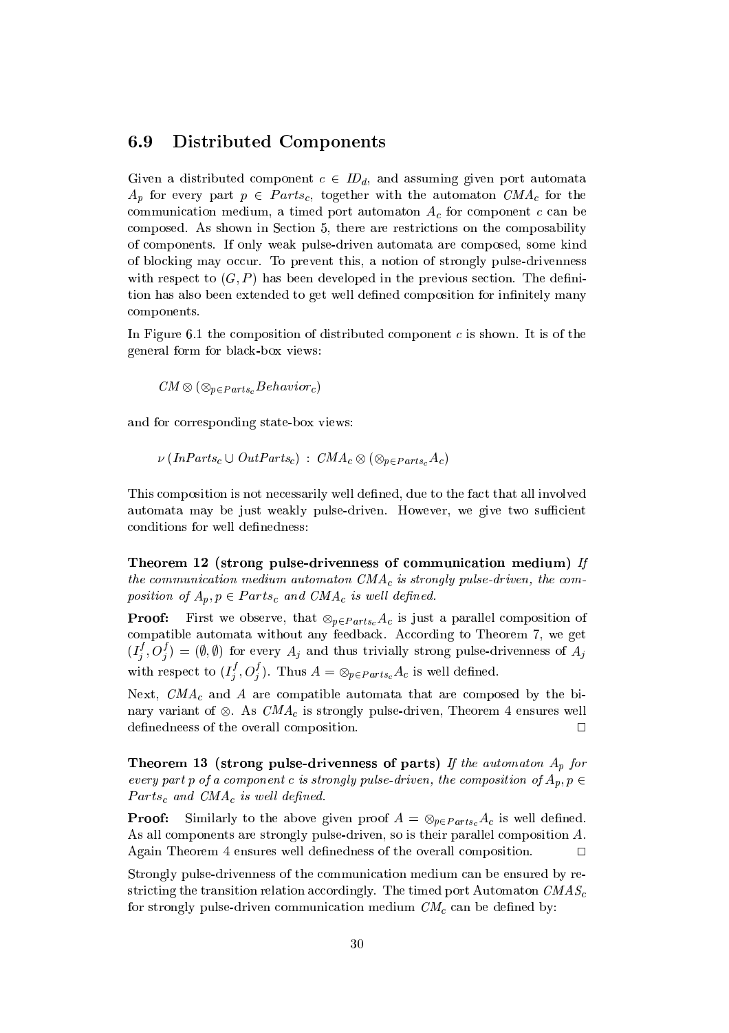## 6.9 Distributed Components

Given a distributed component $c \in ID_d$, and assuming given port automata $A_p$ for every part $p \in Parts_c$, together with the automaton $CMA_c$ for the communication medium, a timed port automaton $A_c$ for component $c$ can be composed. As shown in Section 5, there are restrictions on the composability of components. If only weak pulse-driven automata are composed, some kind of blocking may occur. To prevent this, a notion of strongly pulse-drivenness with respect to $(G, P)$ has been developed in the previous section. The definition has also been extended to get well defined composition for infinitely many components.

In Figure 6.1 the composition of distributed component $c$ is shown. It is of the general form for black-box views:

$$CM \otimes (\otimes_{p \in Parts_c} Behavior_c)$$

and for corresponding state-box views:

$$\nu\,(InParts_c \cup OutParts_c)\ :\ CMA_c \otimes (\otimes_{p \in Parts_c} A_c)$$

This composition is not necessarily well defined, due to the fact that all involved automata may be just weakly pulse-driven. However, we give two sufficient conditions for well definedness:

**Theorem 12 (strong pulse-drivenness of communication medium)** *If the communication medium automaton $CMA_c$ is strongly pulse-driven, the composition of $A_p, p \in Parts_c$ and $CMA_c$ is well defined.*

**Proof:** First we observe, that $\otimes_{p \in Parts_c} A_c$ is just a parallel composition of compatible automata without any feedback. According to Theorem 7, we get $(I_j^f, O_j^f) = (\emptyset, \emptyset)$ for every $A_j$ and thus trivially strong pulse-drivenness of $A_j$ with respect to $(I_j^f, O_j^f)$. Thus $A = \otimes_{p \in Parts_c} A_c$ is well defined.

Next, $CMA_c$ and $A$ are compatible automata that are composed by the binary variant of $\otimes$. As $CMA_c$ is strongly pulse-driven, Theorem 4 ensures well definedness of the overall composition. □

**Theorem 13 (strong pulse-drivenness of parts)** *If the automaton $A_p$ for every part $p$ of a component $c$ is strongly pulse-driven, the composition of $A_p, p \in Parts_c$ and $CMA_c$ is well defined.*

**Proof:** Similarly to the above given proof $A = \otimes_{p \in Parts_c} A_c$ is well defined. As all components are strongly pulse-driven, so is their parallel composition $A$. Again Theorem 4 ensures well definedness of the overall composition. □

Strongly pulse-drivenness of the communication medium can be ensured by restricting the transition relation accordingly. The timed port Automaton $CMAS_c$ for strongly pulse-driven communication medium $CM_c$ can be defined by: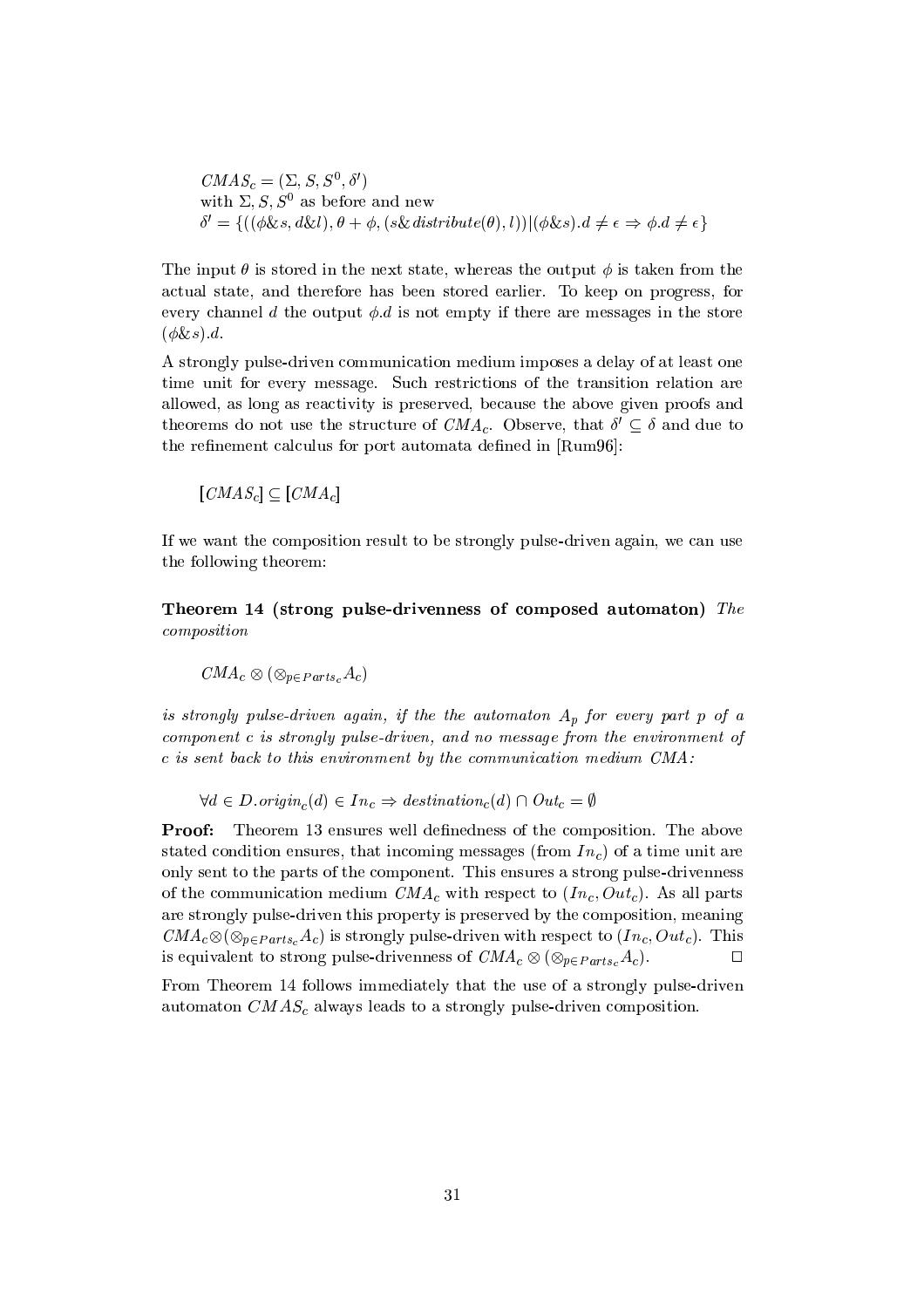$CMAS_c = (\Sigma, S, S^0, \delta')$
with $\Sigma, S, S^0$ as before and new
$\delta' = \{((\phi\&s, d\&l), \theta + \phi, (s\&distribute(\theta), l)) | (\phi\&s).d \neq \epsilon \Rightarrow \phi.d \neq \epsilon\}$

The input $\theta$ is stored in the next state, whereas the output $\phi$ is taken from the actual state, and therefore has been stored earlier. To keep on progress, for every channel $d$ the output $\phi.d$ is not empty if there are messages in the store $(\phi\&s).d$.

A strongly pulse-driven communication medium imposes a delay of at least one time unit for every message. Such restrictions of the transition relation are allowed, as long as reactivity is preserved, because the above given proofs and theorems do not use the structure of $CMA_c$. Observe, that $\delta' \subseteq \delta$ and due to the refinement calculus for port automata defined in [Rum96]:

$$[CMAS_c] \subseteq [CMA_c]$$

If we want the composition result to be strongly pulse-driven again, we can use the following theorem:

**Theorem 14 (strong pulse-drivenness of composed automaton)** *The composition*

$$CMA_c \otimes (\otimes_{p \in Parts_c} A_c)$$

*is strongly pulse-driven again, if the the automaton $A_p$ for every part $p$ of a component $c$ is strongly pulse-driven, and no message from the environment of $c$ is sent back to this environment by the communication medium CMA:*

$$\forall d \in D. origin_c(d) \in In_c \Rightarrow destination_c(d) \cap Out_c = \emptyset$$

**Proof:** Theorem 13 ensures well definedness of the composition. The above stated condition ensures, that incoming messages (from $In_c$) of a time unit are only sent to the parts of the component. This ensures a strong pulse-drivenness of the communication medium $CMA_c$ with respect to $(In_c, Out_c)$. As all parts are strongly pulse-driven this property is preserved by the composition, meaning $CMA_c \otimes (\otimes_{p \in Parts_c} A_c)$ is strongly pulse-driven with respect to $(In_c, Out_c)$. This is equivalent to strong pulse-drivenness of $CMA_c \otimes (\otimes_{p \in Parts_c} A_c)$. $\square$

From Theorem 14 follows immediately that the use of a strongly pulse-driven automaton $CMAS_c$ always leads to a strongly pulse-driven composition.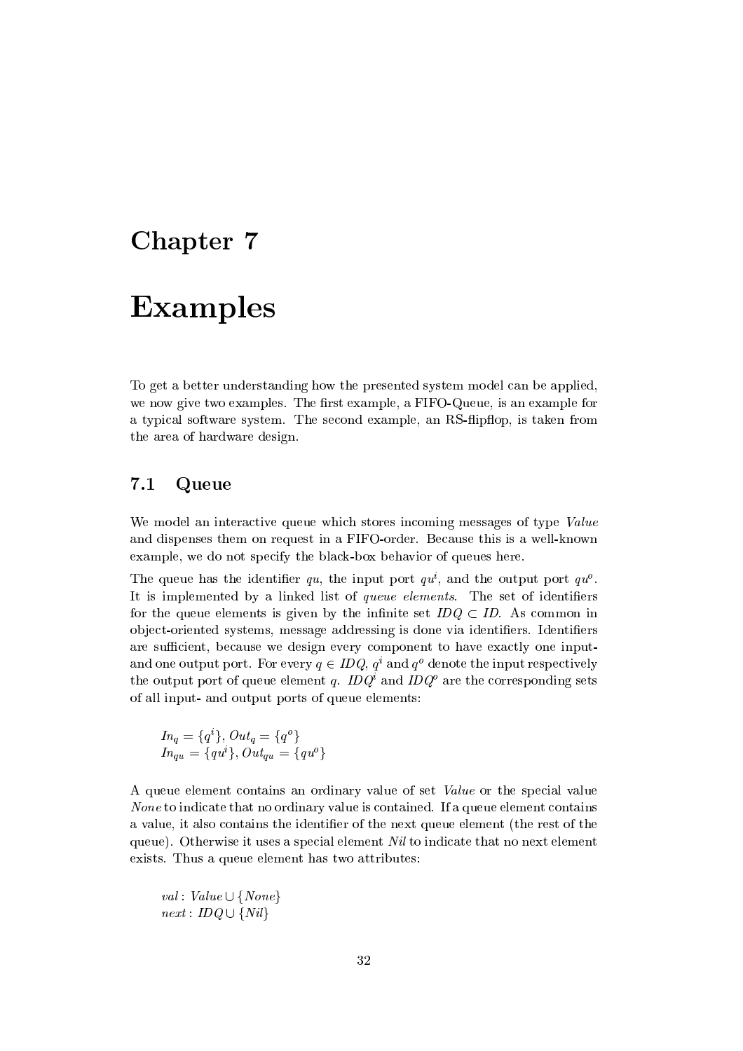# Chapter 7

# Examples

To get a better understanding how the presented system model can be applied, we now give two examples. The first example, a FIFO-Queue, is an example for a typical software system. The second example, an RS-flipflop, is taken from the area of hardware design.

## 7.1 Queue

We model an interactive queue which stores incoming messages of type *Value* and dispenses them on request in a FIFO-order. Because this is a well-known example, we do not specify the black-box behavior of queues here.

The queue has the identifier $qu$, the input port $qu^i$, and the output port $qu^o$. It is implemented by a linked list of *queue elements*. The set of identifiers for the queue elements is given by the infinite set $IDQ \subset ID$. As common in object-oriented systems, message addressing is done via identifiers. Identifiers are sufficient, because we design every component to have exactly one input- and one output port. For every $q \in IDQ$, $q^i$ and $q^o$ denote the input respectively the output port of queue element $q$. $IDQ^i$ and $IDQ^o$ are the corresponding sets of all input- and output ports of queue elements:

$$
\begin{aligned}
&In_q = \{q^i\},\ Out_q = \{q^o\} \\
&In_{qu} = \{qu^i\},\ Out_{qu} = \{qu^o\}
\end{aligned}
$$

A queue element contains an ordinary value of set *Value* or the special value *None* to indicate that no ordinary value is contained. If a queue element contains a value, it also contains the identifier of the next queue element (the rest of the queue). Otherwise it uses a special element *Nil* to indicate that no next element exists. Thus a queue element has two attributes:

$$
\begin{aligned}
&val : Value \cup \{None\} \\
&next : IDQ \cup \{Nil\}
\end{aligned}
$$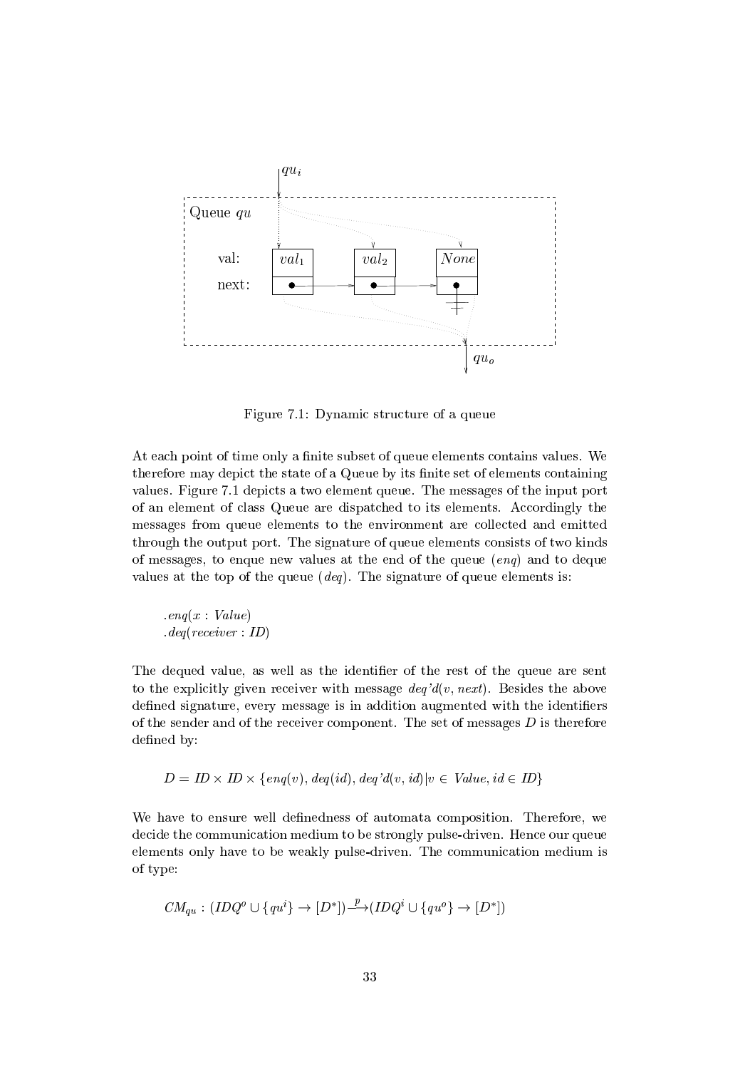$qu_i$

Queue $qu$

val: $val_1$ $val_2$ $None$

next:

$qu_o$

Figure 7.1: Dynamic structure of a queue

At each point of time only a finite subset of queue elements contains values. We therefore may depict the state of a Queue by its finite set of elements containing values. Figure 7.1 depicts a two element queue. The messages of the input port of an element of class Queue are dispatched to its elements. Accordingly the messages from queue elements to the environment are collected and emitted through the output port. The signature of queue elements consists of two kinds of messages, to enque new values at the end of the queue (*enq*) and to deque values at the top of the queue (*deq*). The signature of queue elements is:

$.enq(x : Value)$
$.deq(receiver : ID)$

The dequed value, as well as the identifier of the rest of the queue are sent to the explicitly given receiver with message $deq'd(v, next)$. Besides the above defined signature, every message is in addition augmented with the identifiers of the sender and of the receiver component. The set of messages $D$ is therefore defined by:

$$D = ID \times ID \times \{enq(v), deq(id), deq'd(v, id) | v \in Value, id \in ID\}$$

We have to ensure well definedness of automata composition. Therefore, we decide the communication medium to be strongly pulse-driven. Hence our queue elements only have to be weakly pulse-driven. The communication medium is of type:

$$CM_{qu} : (IDQ^o \cup \{qu^i\} \rightarrow [D^*]) \stackrel{p}{\longrightarrow} (IDQ^i \cup \{qu^o\} \rightarrow [D^*])$$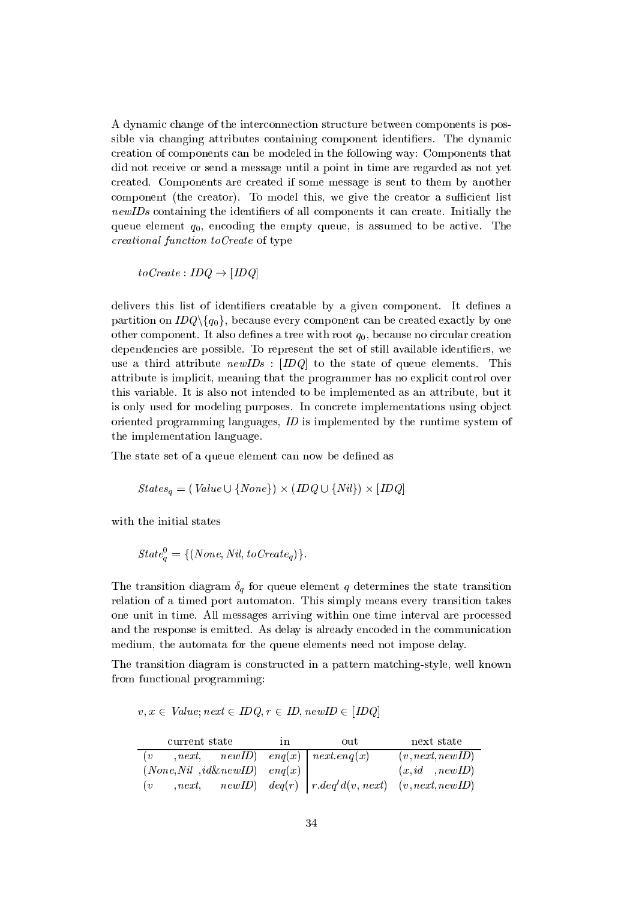A dynamic change of the interconnection structure between components is possible via changing attributes containing component identifiers. The dynamic creation of components can be modeled in the following way: Components that did not receive or send a message until a point in time are regarded as not yet created. Components are created if some message is sent to them by another component (the creator). To model this, we give the creator a sufficient list *newIDs* containing the identifiers of all components it can create. Initially the queue element $q_0$, encoding the empty queue, is assumed to be active. The *creational function toCreate* of type

$$toCreate : IDQ \to [IDQ]$$

delivers this list of identifiers creatable by a given component. It defines a partition on $IDQ \backslash \{q_0\}$, because every component can be created exactly by one other component. It also defines a tree with root $q_0$, because no circular creation dependencies are possible. To represent the set of still available identifiers, we use a third attribute $newIDs : [IDQ]$ to the state of queue elements. This attribute is implicit, meaning that the programmer has no explicit control over this variable. It is also not intended to be implemented as an attribute, but it is only used for modeling purposes. In concrete implementations using object oriented programming languages, *ID* is implemented by the runtime system of the implementation language.

The state set of a queue element can now be defined as

$$States_q = (Value \cup \{None\}) \times (IDQ \cup \{Nil\}) \times [IDQ]$$

with the initial states

$$State_q^0 = \{(None, Nil, toCreate_q)\}.$$

The transition diagram $\delta_q$ for queue element $q$ determines the state transition relation of a timed port automaton. This simply means every transition takes one unit in time. All messages arriving within one time interval are processed and the response is emitted. As delay is already encoded in the communication medium, the automata for the queue elements need not impose delay.

The transition diagram is constructed in a pattern matching-style, well known from functional programming:

$$v, x \in Value; next \in IDQ, r \in ID, newID \in [IDQ]$$

| current state | in | out | next state |
|---|---|---|---|
| $(v, next, newID)$ | $enq(x)$ | $next.enq(x)$ | $(v, next, newID)$ |
| $(None, Nil, id\&newID)$ | $enq(x)$ | | $(x, id, newID)$ |
| $(v, next, newID)$ | $deq(r)$ | $r.deq'd(v, next)$ | $(v, next, newID)$ |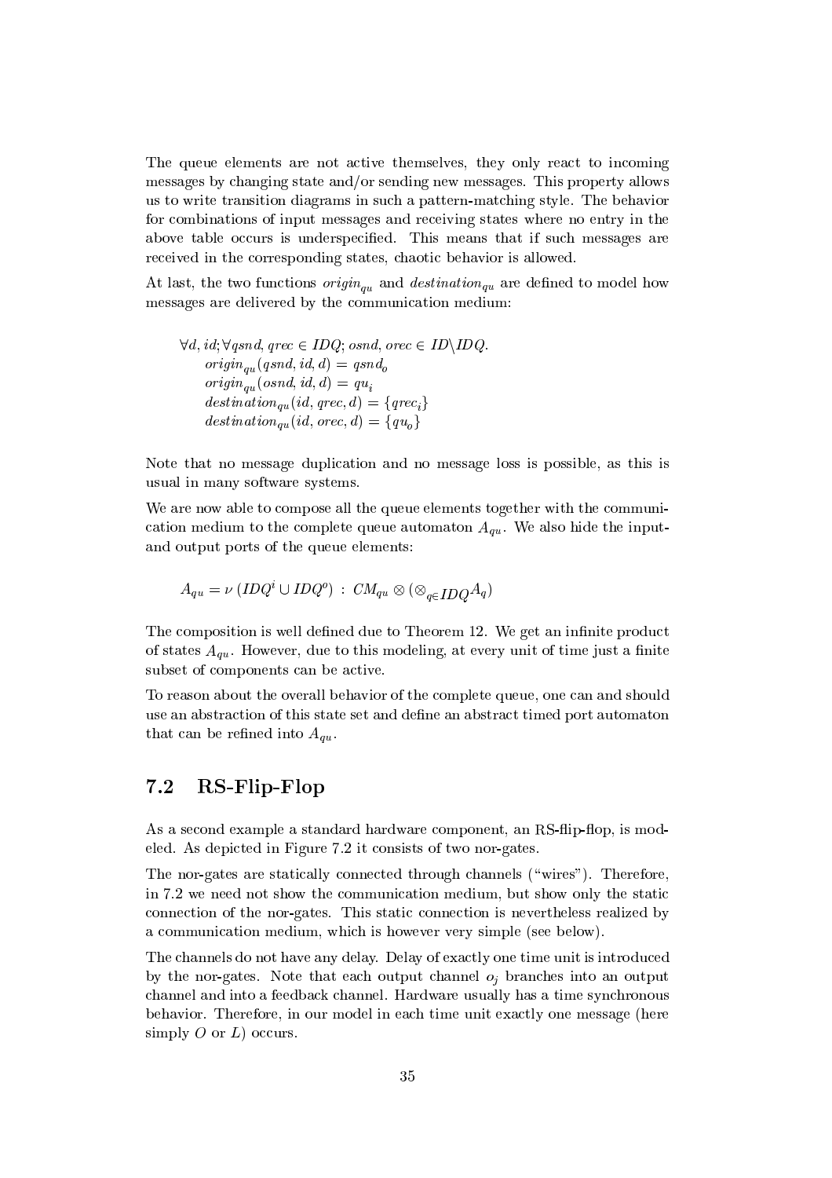The queue elements are not active themselves, they only react to incoming messages by changing state and/or sending new messages. This property allows us to write transition diagrams in such a pattern-matching style. The behavior for combinations of input messages and receiving states where no entry in the above table occurs is underspecified. This means that if such messages are received in the corresponding states, chaotic behavior is allowed.

At last, the two functions $origin_{qu}$ and $destination_{qu}$ are defined to model how messages are delivered by the communication medium:

$$
\begin{aligned}
&\forall d, id; \forall qsnd, qrec \in IDQ; osnd, orec \in ID \backslash IDQ. \\
&\quad origin_{qu}(qsnd, id, d) = qsnd_o \\
&\quad origin_{qu}(osnd, id, d) = qu_i \\
&\quad destination_{qu}(id, qrec, d) = \{qrec_i\} \\
&\quad destination_{qu}(id, orec, d) = \{qu_o\}
\end{aligned}
$$

Note that no message duplication and no message loss is possible, as this is usual in many software systems.

We are now able to compose all the queue elements together with the communication medium to the complete queue automaton $A_{qu}$. We also hide the input- and output ports of the queue elements:

$$A_{qu} = \nu \, (IDQ^i \cup IDQ^o) \; : \; CM_{qu} \otimes (\otimes_{q \in IDQ} A_q)$$

The composition is well defined due to Theorem 12. We get an infinite product of states $A_{qu}$. However, due to this modeling, at every unit of time just a finite subset of components can be active.

To reason about the overall behavior of the complete queue, one can and should use an abstraction of this state set and define an abstract timed port automaton that can be refined into $A_{qu}$.

## 7.2 RS-Flip-Flop

As a second example a standard hardware component, an RS-flip-flop, is modeled. As depicted in Figure 7.2 it consists of two nor-gates.

The nor-gates are statically connected through channels ("wires"). Therefore, in 7.2 we need not show the communication medium, but show only the static connection of the nor-gates. This static connection is nevertheless realized by a communication medium, which is however very simple (see below).

The channels do not have any delay. Delay of exactly one time unit is introduced by the nor-gates. Note that each output channel $o_j$ branches into an output channel and into a feedback channel. Hardware usually has a time synchronous behavior. Therefore, in our model in each time unit exactly one message (here simply $O$ or $L$) occurs.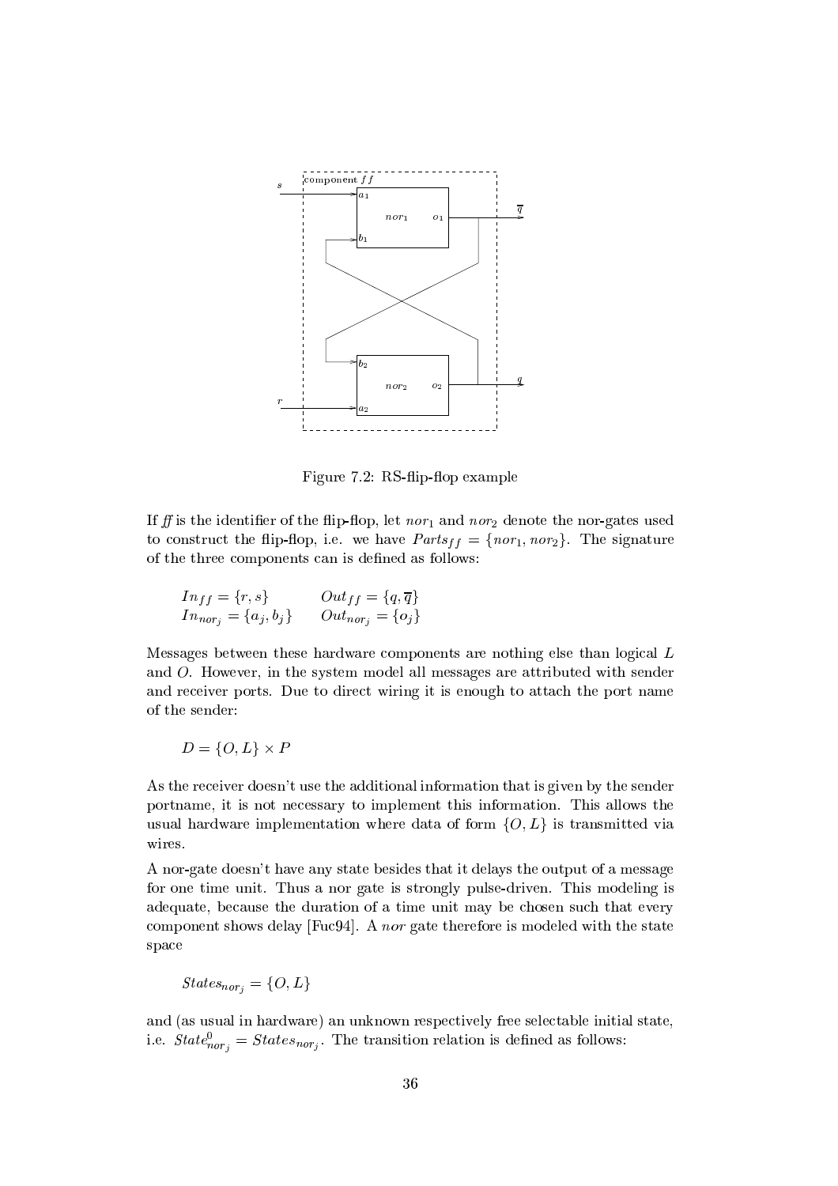component $ff$

$s$

$a_1$

$nor_1$

$o_1$

$\overline{q}$

$b_1$

$b_2$

$nor_2$

$o_2$

$q$

$r$

$a_2$

Figure 7.2: RS-flip-flop example

If *ff* is the identifier of the flip-flop, let $nor_1$ and $nor_2$ denote the nor-gates used to construct the flip-flop, i.e. we have $Parts_{ff} = \{nor_1, nor_2\}$. The signature of the three components can is defined as follows:

$$In_{ff} = \{r, s\} \qquad Out_{ff} = \{q, \overline{q}\}$$
$$In_{nor_j} = \{a_j, b_j\} \qquad Out_{nor_j} = \{o_j\}$$

Messages between these hardware components are nothing else than logical $L$ and $O$. However, in the system model all messages are attributed with sender and receiver ports. Due to direct wiring it is enough to attach the port name of the sender:

$$D = \{O, L\} \times P$$

As the receiver doesn't use the additional information that is given by the sender portname, it is not necessary to implement this information. This allows the usual hardware implementation where data of form $\{O, L\}$ is transmitted via wires.

A nor-gate doesn't have any state besides that it delays the output of a message for one time unit. Thus a nor gate is strongly pulse-driven. This modeling is adequate, because the duration of a time unit may be chosen such that every component shows delay [Fuc94]. A *nor* gate therefore is modeled with the state space

$$States_{nor_j} = \{O, L\}$$

and (as usual in hardware) an unknown respectively free selectable initial state, i.e. $State^0_{nor_j} = States_{nor_j}$. The transition relation is defined as follows: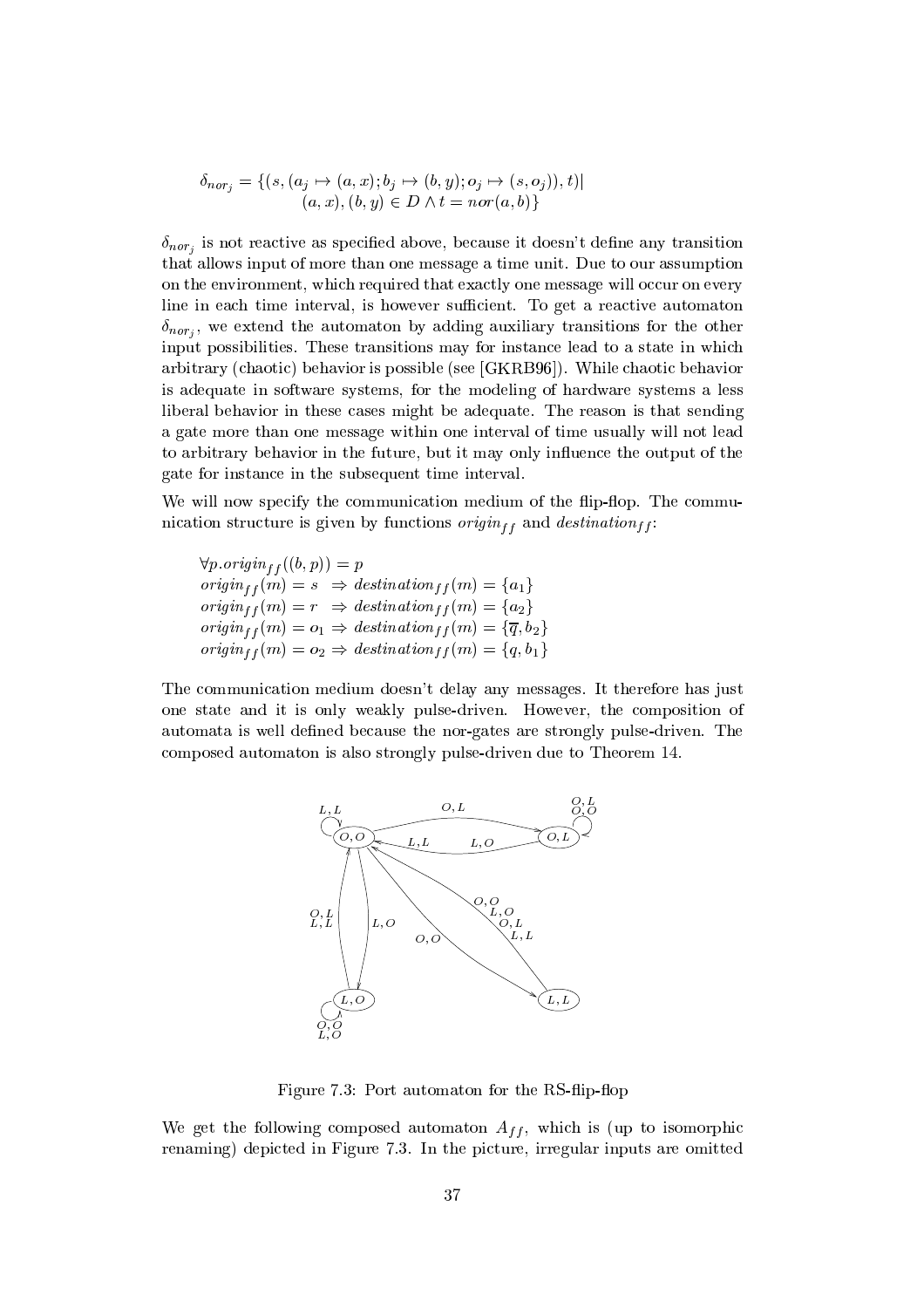$$\delta_{nor_j} = \{(s, (a_j \mapsto (a, x); b_j \mapsto (b, y); o_j \mapsto (s, o_j)), t) |$$
$$(a, x), (b, y) \in D \wedge t = nor(a, b)\}$$

$\delta_{nor_j}$ is not reactive as specified above, because it doesn't define any transition that allows input of more than one message a time unit. Due to our assumption on the environment, which required that exactly one message will occur on every line in each time interval, is however sufficient. To get a reactive automaton $\delta_{nor_j}$, we extend the automaton by adding auxiliary transitions for the other input possibilities. These transitions may for instance lead to a state in which arbitrary (chaotic) behavior is possible (see [GKRB96]). While chaotic behavior is adequate in software systems, for the modeling of hardware systems a less liberal behavior in these cases might be adequate. The reason is that sending a gate more than one message within one interval of time usually will not lead to arbitrary behavior in the future, but it may only influence the output of the gate for instance in the subsequent time interval.

We will now specify the communication medium of the flip-flop. The communication structure is given by functions $origin_{ff}$ and $destination_{ff}$:

$$\forall p. origin_{ff}((b, p)) = p$$
$$origin_{ff}(m) = s \;\Rightarrow destination_{ff}(m) = \{a_1\}$$
$$origin_{ff}(m) = r \;\Rightarrow destination_{ff}(m) = \{a_2\}$$
$$origin_{ff}(m) = o_1 \Rightarrow destination_{ff}(m) = \{\overline{q}, b_2\}$$
$$origin_{ff}(m) = o_2 \Rightarrow destination_{ff}(m) = \{q, b_1\}$$

The communication medium doesn't delay any messages. It therefore has just one state and it is only weakly pulse-driven. However, the composition of automata is well defined because the nor-gates are strongly pulse-driven. The composed automaton is also strongly pulse-driven due to Theorem 14.

Figure 7.3: Port automaton for the RS-flip-flop

We get the following composed automaton $A_{ff}$, which is (up to isomorphic renaming) depicted in Figure 7.3. In the picture, irregular inputs are omitted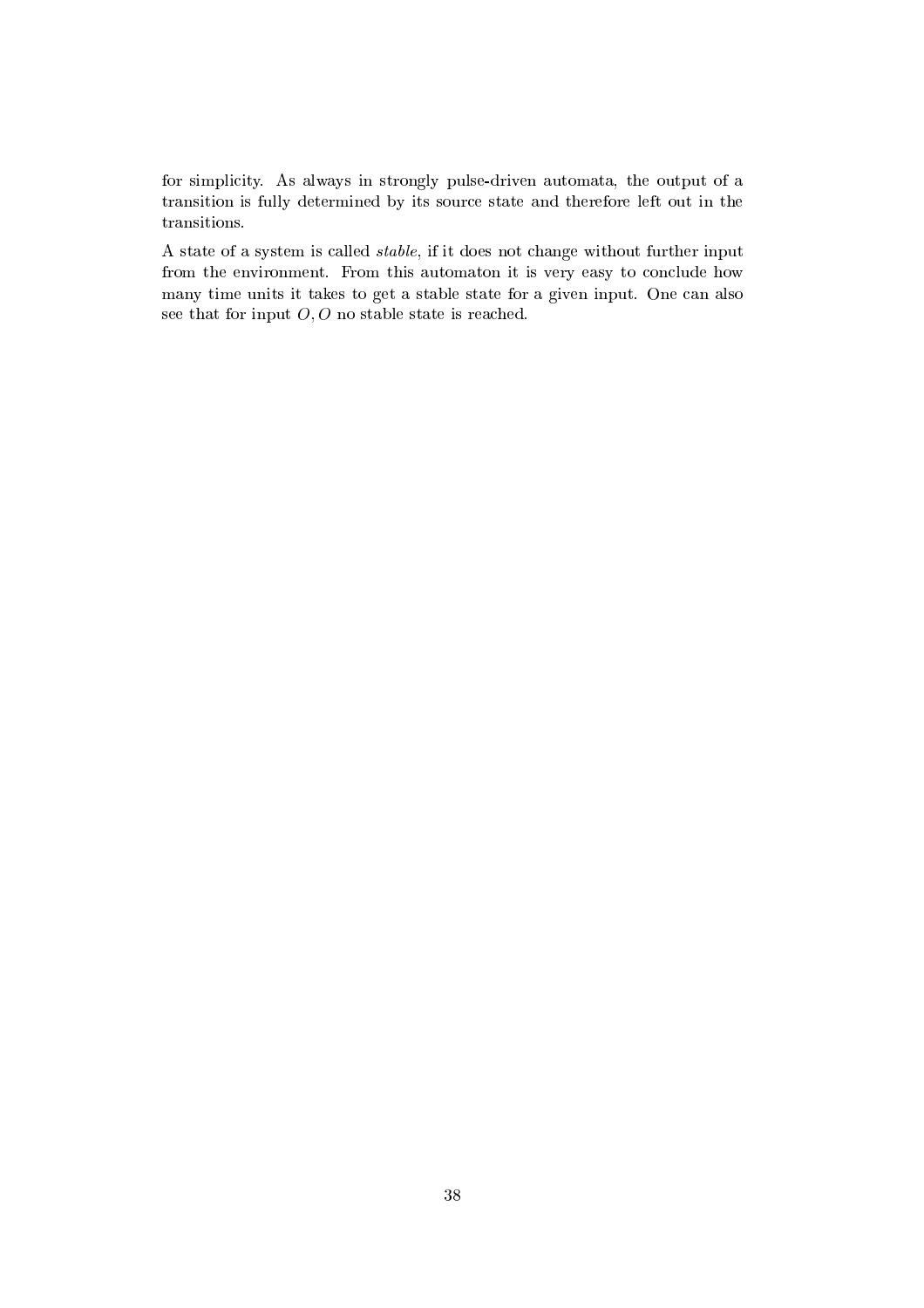for simplicity. As always in strongly pulse-driven automata, the output of a transition is fully determined by its source state and therefore left out in the transitions.

A state of a system is called *stable*, if it does not change without further input from the environment. From this automaton it is very easy to conclude how many time units it takes to get a stable state for a given input. One can also see that for input $O, O$ no stable state is reached.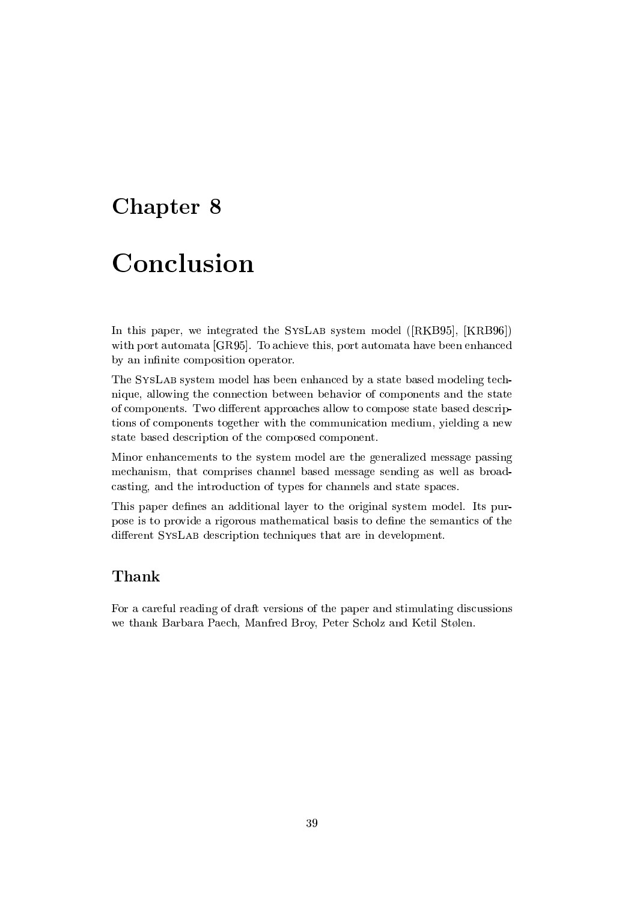# Chapter 8

# Conclusion

In this paper, we integrated the SysLab system model ([RKB95], [KRB96]) with port automata [GR95]. To achieve this, port automata have been enhanced by an infinite composition operator.

The SysLab system model has been enhanced by a state based modeling technique, allowing the connection between behavior of components and the state of components. Two different approaches allow to compose state based descriptions of components together with the communication medium, yielding a new state based description of the composed component.

Minor enhancements to the system model are the generalized message passing mechanism, that comprises channel based message sending as well as broadcasting, and the introduction of types for channels and state spaces.

This paper defines an additional layer to the original system model. Its purpose is to provide a rigorous mathematical basis to define the semantics of the different SysLab description techniques that are in development.

## Thank

For a careful reading of draft versions of the paper and stimulating discussions we thank Barbara Paech, Manfred Broy, Peter Scholz and Ketil Stølen.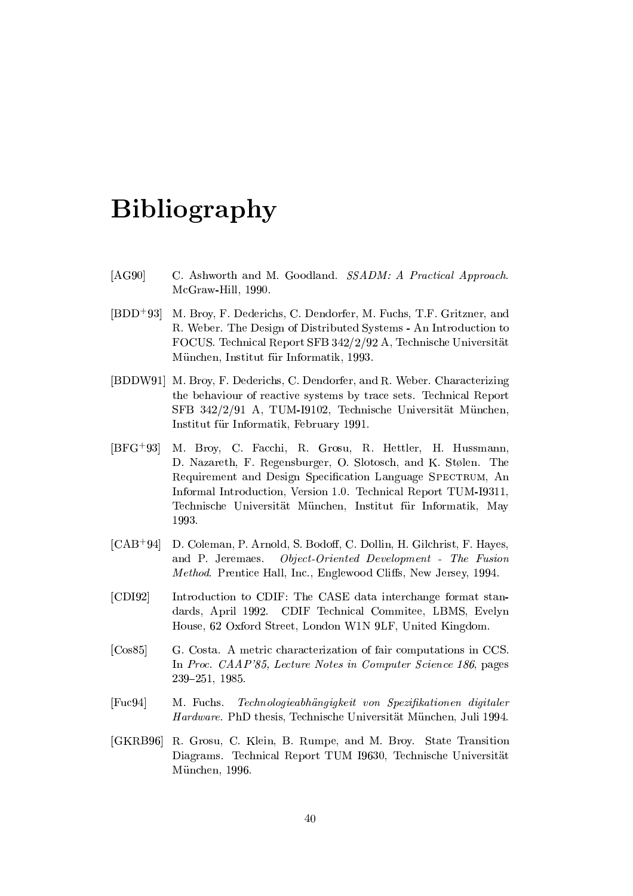# Bibliography

[AG90] C. Ashworth and M. Goodland. *SSADM: A Practical Approach*. McGraw-Hill, 1990.

[BDD+93] M. Broy, F. Dederichs, C. Dendorfer, M. Fuchs, T.F. Gritzner, and R. Weber. The Design of Distributed Systems - An Introduction to FOCUS. Technical Report SFB 342/2/92 A, Technische Universität München, Institut für Informatik, 1993.

[BDDW91] M. Broy, F. Dederichs, C. Dendorfer, and R. Weber. Characterizing the behaviour of reactive systems by trace sets. Technical Report SFB 342/2/91 A, TUM-I9102, Technische Universität München, Institut für Informatik, February 1991.

[BFG+93] M. Broy, C. Facchi, R. Grosu, R. Hettler, H. Hussmann, D. Nazareth, F. Regensburger, O. Slotosch, and K. Stølen. The Requirement and Design Specification Language Spectrum, An Informal Introduction, Version 1.0. Technical Report TUM-I9311, Technische Universität München, Institut für Informatik, May 1993.

[CAB+94] D. Coleman, P. Arnold, S. Bodoff, C. Dollin, H. Gilchrist, F. Hayes, and P. Jeremaes. *Object-Oriented Development - The Fusion Method*. Prentice Hall, Inc., Englewood Cliffs, New Jersey, 1994.

[CDI92] Introduction to CDIF: The CASE data interchange format standards, April 1992. CDIF Technical Commitee, LBMS, Evelyn House, 62 Oxford Street, London W1N 9LF, United Kingdom.

[Cos85] G. Costa. A metric characterization of fair computations in CCS. In *Proc. CAAP'85, Lecture Notes in Computer Science 186*, pages 239–251, 1985.

[Fuc94] M. Fuchs. *Technologieabhängigkeit von Spezifikationen digitaler Hardware*. PhD thesis, Technische Universität München, Juli 1994.

[GKRB96] R. Grosu, C. Klein, B. Rumpe, and M. Broy. State Transition Diagrams. Technical Report TUM I9630, Technische Universität München, 1996.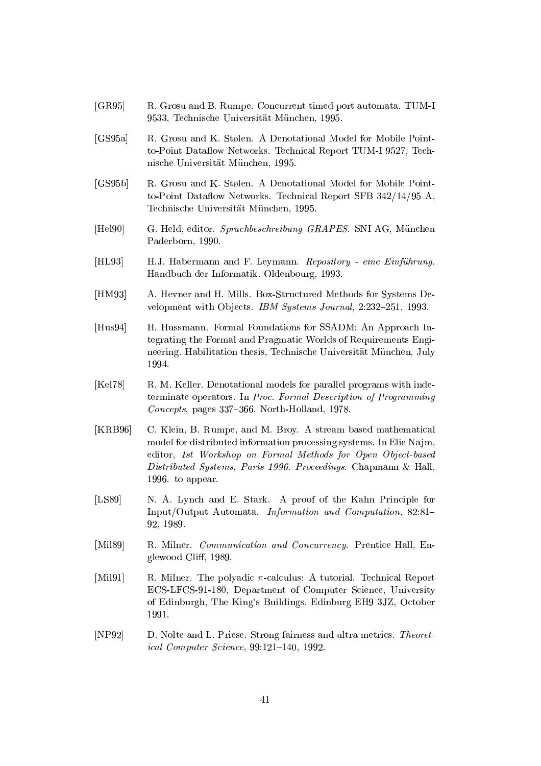[GR95] R. Grosu and B. Rumpe. Concurrent timed port automata. TUM-I 9533, Technische Universität München, 1995.

[GS95a] R. Grosu and K. Stølen. A Denotational Model for Mobile Point-to-Point Dataflow Networks. Technical Report TUM-I 9527, Technische Universität München, 1995.

[GS95b] R. Grosu and K. Stølen. A Denotational Model for Mobile Point-to-Point Dataflow Networks. Technical Report SFB 342/14/95 A, Technische Universität München, 1995.

[Hel90] G. Held, editor. *Sprachbeschreibung GRAPES*. SNI AG, München Paderborn, 1990.

[HL93] H.J. Habermann and F. Leymann. *Repository - eine Einführung*. Handbuch der Informatik. Oldenbourg, 1993.

[HM93] A. Hevner and H. Mills. Box-Structured Methods for Systems Development with Objects. *IBM Systems Journal*, 2:232–251, 1993.

[Hus94] H. Hussmann. Formal Foundations for SSADM: An Approach Integrating the Formal and Pragmatic Worlds of Requirements Engineering. Habilitation thesis, Technische Universität München, July 1994.

[Kel78] R. M. Keller. Denotational models for parallel programs with indeterminate operators. In *Proc. Formal Description of Programming Concepts*, pages 337–366. North-Holland, 1978.

[KRB96] C. Klein, B. Rumpe, and M. Broy. A stream based mathematical model for distributed information processing systems. In Elie Najm, editor, *1st Workshop on Formal Methods for Open Object-based Distributed Systems, Paris 1996. Proceedings*. Chapmann & Hall, 1996. to appear.

[LS89] N. A. Lynch and E. Stark. A proof of the Kahn Principle for Input/Output Automata. *Information and Computation*, 82:81–92, 1989.

[Mil89] R. Milner. *Communication and Concurrency*. Prentice Hall, Englewood Cliff, 1989.

[Mil91] R. Milner. The polyadic $\pi$-calculus: A tutorial. Technical Report ECS-LFCS-91-180, Department of Computer Science, University of Edinburgh, The King's Buildings, Edinburg EH9 3JZ, October 1991.

[NP92] D. Nolte and L. Priese. Strong fairness and ultra metrics. *Theoretical Computer Science*, 99:121–140, 1992.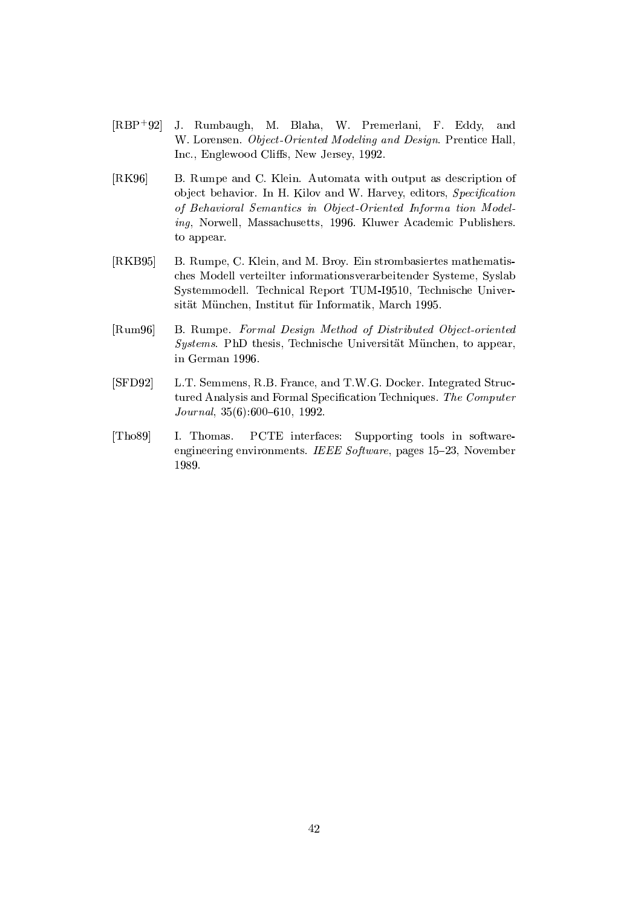[RBP+92] J. Rumbaugh, M. Blaha, W. Premerlani, F. Eddy, and W. Lorensen. *Object-Oriented Modeling and Design*. Prentice Hall, Inc., Englewood Cliffs, New Jersey, 1992.

[RK96] B. Rumpe and C. Klein. Automata with output as description of object behavior. In H. Kilov and W. Harvey, editors, *Specification of Behavioral Semantics in Object-Oriented Informa tion Modeling*, Norwell, Massachusetts, 1996. Kluwer Academic Publishers. to appear.

[RKB95] B. Rumpe, C. Klein, and M. Broy. Ein strombasiertes mathematisches Modell verteilter informationsverarbeitender Systeme, Syslab Systemmodell. Technical Report TUM-I9510, Technische Universität München, Institut für Informatik, March 1995.

[Rum96] B. Rumpe. *Formal Design Method of Distributed Object-oriented Systems*. PhD thesis, Technische Universität München, to appear, in German 1996.

[SFD92] L.T. Semmens, R.B. France, and T.W.G. Docker. Integrated Structured Analysis and Formal Specification Techniques. *The Computer Journal*, 35(6):600–610, 1992.

[Tho89] I. Thomas. PCTE interfaces: Supporting tools in software-engineering environments. *IEEE Software*, pages 15–23, November 1989.